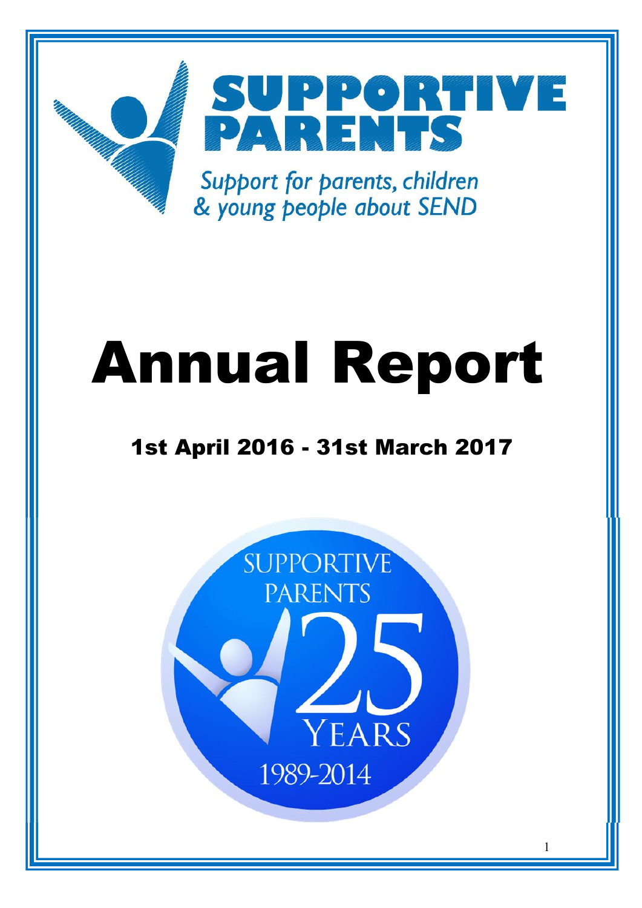SUPPORTIVE PARENTS

Support for parents, children & young people about SEND

# Annual Report

## 1st April 2016 - 31st March 2017

SUPPORTIVE PARENTS 25 YEARS 1989-2014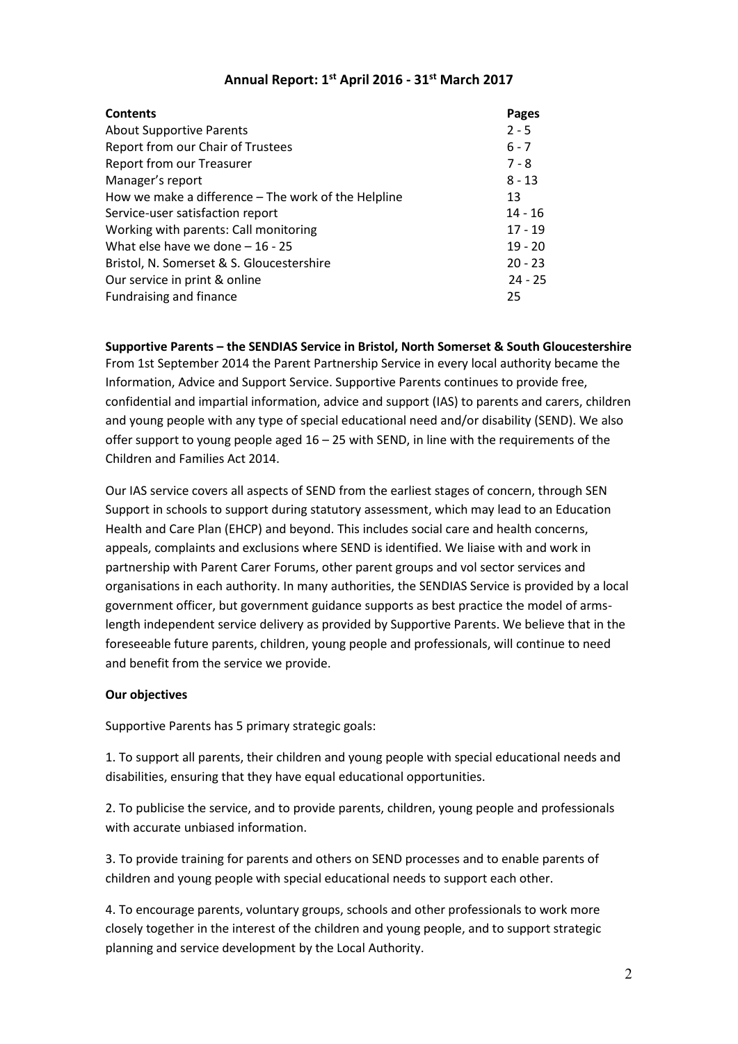# Annual Report: 1st April 2016 - 31st March 2017

| Contents | Pages |
|---|---|
| About Supportive Parents | 2 - 5 |
| Report from our Chair of Trustees | 6 - 7 |
| Report from our Treasurer | 7 - 8 |
| Manager's report | 8 - 13 |
| How we make a difference – The work of the Helpline | 13 |
| Service-user satisfaction report | 14 - 16 |
| Working with parents: Call monitoring | 17 - 19 |
| What else have we done – 16 - 25 | 19 - 20 |
| Bristol, N. Somerset & S. Gloucestershire | 20 - 23 |
| Our service in print & online | 24 - 25 |
| Fundraising and finance | 25 |

**Supportive Parents – the SENDIAS Service in Bristol, North Somerset & South Gloucestershire**

From 1st September 2014 the Parent Partnership Service in every local authority became the Information, Advice and Support Service. Supportive Parents continues to provide free, confidential and impartial information, advice and support (IAS) to parents and carers, children and young people with any type of special educational need and/or disability (SEND). We also offer support to young people aged 16 – 25 with SEND, in line with the requirements of the Children and Families Act 2014.

Our IAS service covers all aspects of SEND from the earliest stages of concern, through SEN Support in schools to support during statutory assessment, which may lead to an Education Health and Care Plan (EHCP) and beyond. This includes social care and health concerns, appeals, complaints and exclusions where SEND is identified. We liaise with and work in partnership with Parent Carer Forums, other parent groups and vol sector services and organisations in each authority. In many authorities, the SENDIAS Service is provided by a local government officer, but government guidance supports as best practice the model of arms-length independent service delivery as provided by Supportive Parents. We believe that in the foreseeable future parents, children, young people and professionals, will continue to need and benefit from the service we provide.

**Our objectives**

Supportive Parents has 5 primary strategic goals:

1. To support all parents, their children and young people with special educational needs and disabilities, ensuring that they have equal educational opportunities.

2. To publicise the service, and to provide parents, children, young people and professionals with accurate unbiased information.

3. To provide training for parents and others on SEND processes and to enable parents of children and young people with special educational needs to support each other.

4. To encourage parents, voluntary groups, schools and other professionals to work more closely together in the interest of the children and young people, and to support strategic planning and service development by the Local Authority.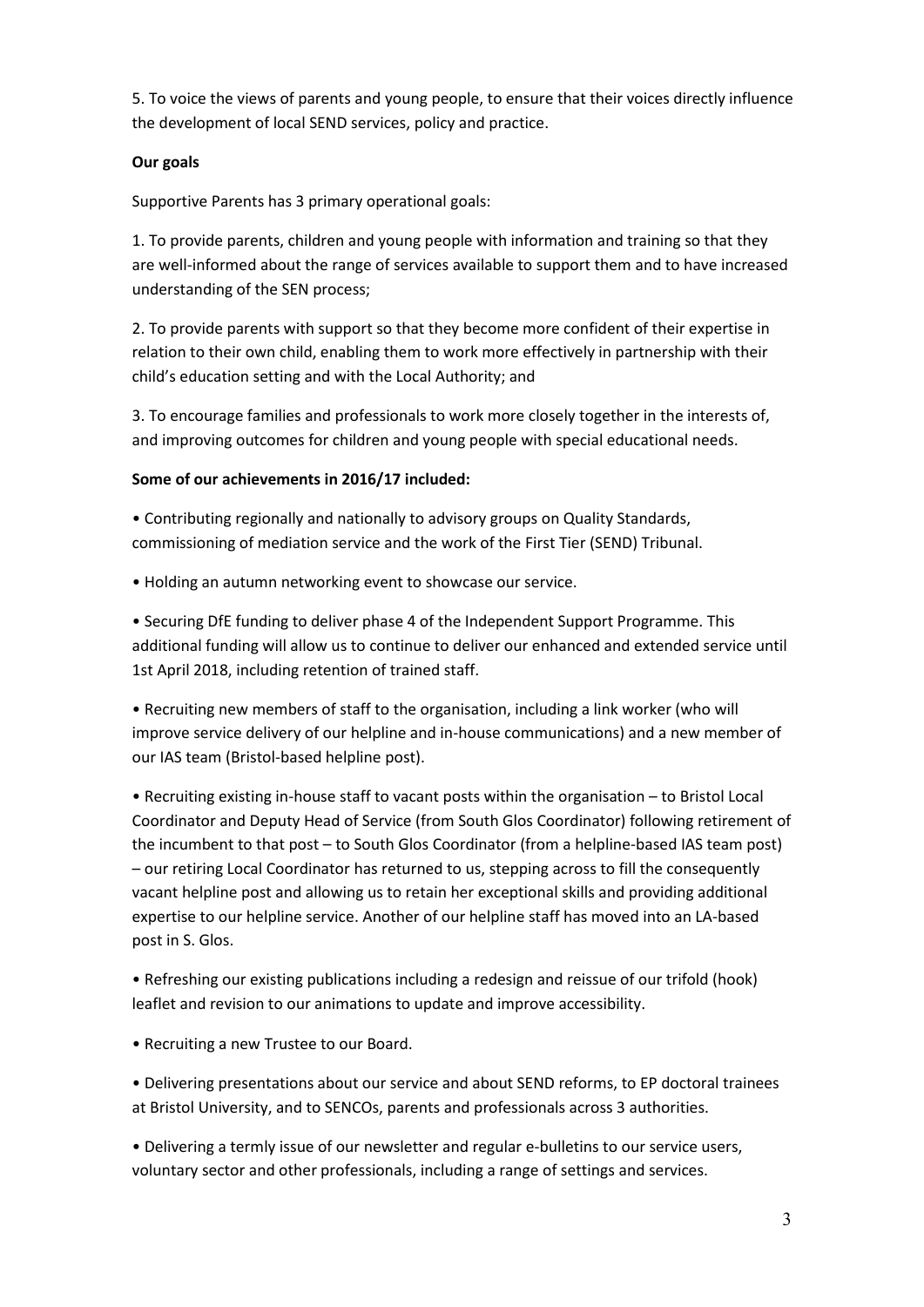5. To voice the views of parents and young people, to ensure that their voices directly influence the development of local SEND services, policy and practice.

**Our goals**

Supportive Parents has 3 primary operational goals:

1. To provide parents, children and young people with information and training so that they are well-informed about the range of services available to support them and to have increased understanding of the SEN process;

2. To provide parents with support so that they become more confident of their expertise in relation to their own child, enabling them to work more effectively in partnership with their child's education setting and with the Local Authority; and

3. To encourage families and professionals to work more closely together in the interests of, and improving outcomes for children and young people with special educational needs.

**Some of our achievements in 2016/17 included:**

- Contributing regionally and nationally to advisory groups on Quality Standards, commissioning of mediation service and the work of the First Tier (SEND) Tribunal.

- Holding an autumn networking event to showcase our service.

- Securing DfE funding to deliver phase 4 of the Independent Support Programme. This additional funding will allow us to continue to deliver our enhanced and extended service until 1st April 2018, including retention of trained staff.

- Recruiting new members of staff to the organisation, including a link worker (who will improve service delivery of our helpline and in-house communications) and a new member of our IAS team (Bristol-based helpline post).

- Recruiting existing in-house staff to vacant posts within the organisation – to Bristol Local Coordinator and Deputy Head of Service (from South Glos Coordinator) following retirement of the incumbent to that post – to South Glos Coordinator (from a helpline-based IAS team post) – our retiring Local Coordinator has returned to us, stepping across to fill the consequently vacant helpline post and allowing us to retain her exceptional skills and providing additional expertise to our helpline service. Another of our helpline staff has moved into an LA-based post in S. Glos.

- Refreshing our existing publications including a redesign and reissue of our trifold (hook) leaflet and revision to our animations to update and improve accessibility.

- Recruiting a new Trustee to our Board.

- Delivering presentations about our service and about SEND reforms, to EP doctoral trainees at Bristol University, and to SENCOs, parents and professionals across 3 authorities.

- Delivering a termly issue of our newsletter and regular e-bulletins to our service users, voluntary sector and other professionals, including a range of settings and services.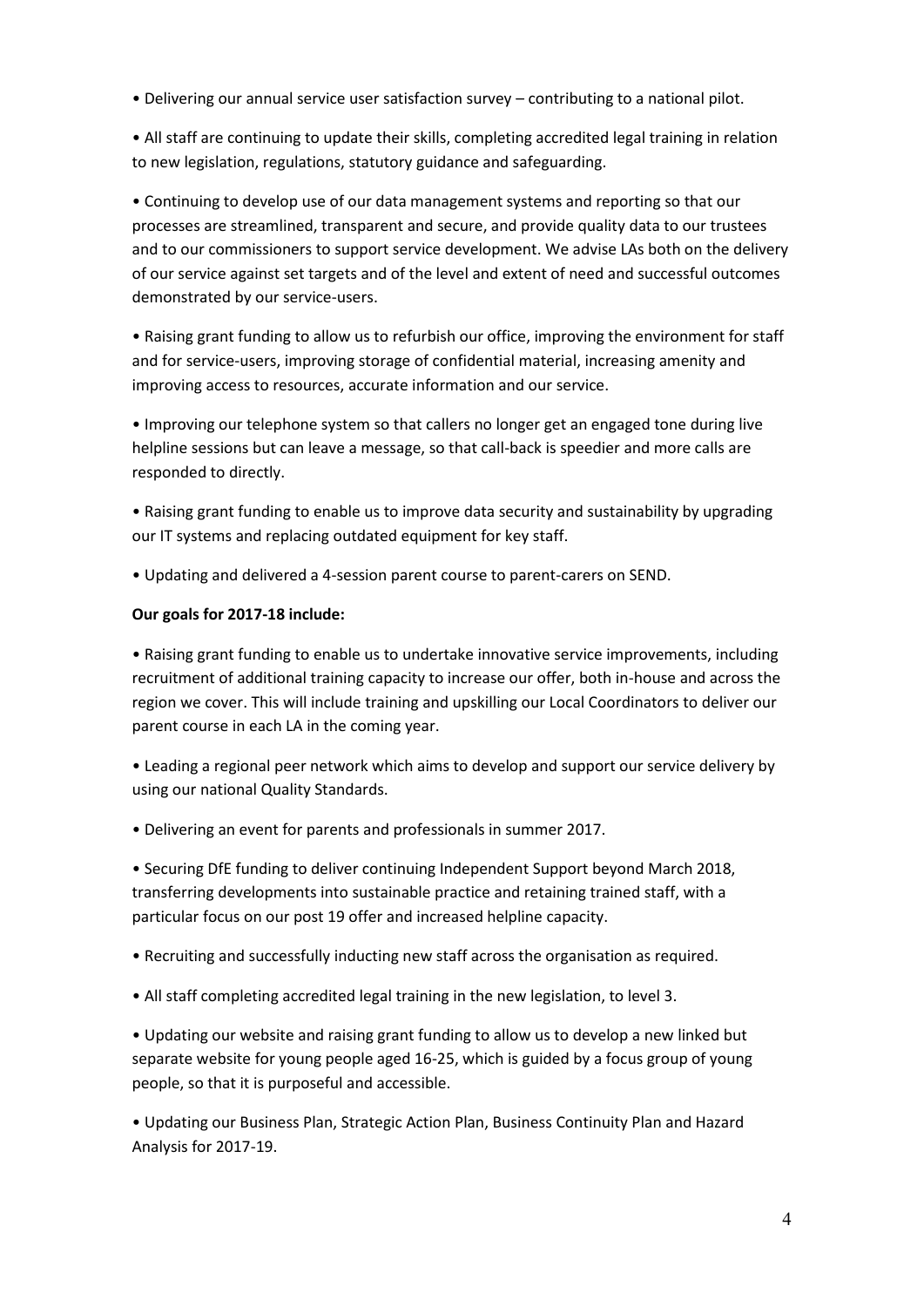- Delivering our annual service user satisfaction survey – contributing to a national pilot.

- All staff are continuing to update their skills, completing accredited legal training in relation to new legislation, regulations, statutory guidance and safeguarding.

- Continuing to develop use of our data management systems and reporting so that our processes are streamlined, transparent and secure, and provide quality data to our trustees and to our commissioners to support service development. We advise LAs both on the delivery of our service against set targets and of the level and extent of need and successful outcomes demonstrated by our service-users.

- Raising grant funding to allow us to refurbish our office, improving the environment for staff and for service-users, improving storage of confidential material, increasing amenity and improving access to resources, accurate information and our service.

- Improving our telephone system so that callers no longer get an engaged tone during live helpline sessions but can leave a message, so that call-back is speedier and more calls are responded to directly.

- Raising grant funding to enable us to improve data security and sustainability by upgrading our IT systems and replacing outdated equipment for key staff.

- Updating and delivered a 4-session parent course to parent-carers on SEND.

**Our goals for 2017-18 include:**

- Raising grant funding to enable us to undertake innovative service improvements, including recruitment of additional training capacity to increase our offer, both in-house and across the region we cover. This will include training and upskilling our Local Coordinators to deliver our parent course in each LA in the coming year.

- Leading a regional peer network which aims to develop and support our service delivery by using our national Quality Standards.

- Delivering an event for parents and professionals in summer 2017.

- Securing DfE funding to deliver continuing Independent Support beyond March 2018, transferring developments into sustainable practice and retaining trained staff, with a particular focus on our post 19 offer and increased helpline capacity.

- Recruiting and successfully inducting new staff across the organisation as required.

- All staff completing accredited legal training in the new legislation, to level 3.

- Updating our website and raising grant funding to allow us to develop a new linked but separate website for young people aged 16-25, which is guided by a focus group of young people, so that it is purposeful and accessible.

- Updating our Business Plan, Strategic Action Plan, Business Continuity Plan and Hazard Analysis for 2017-19.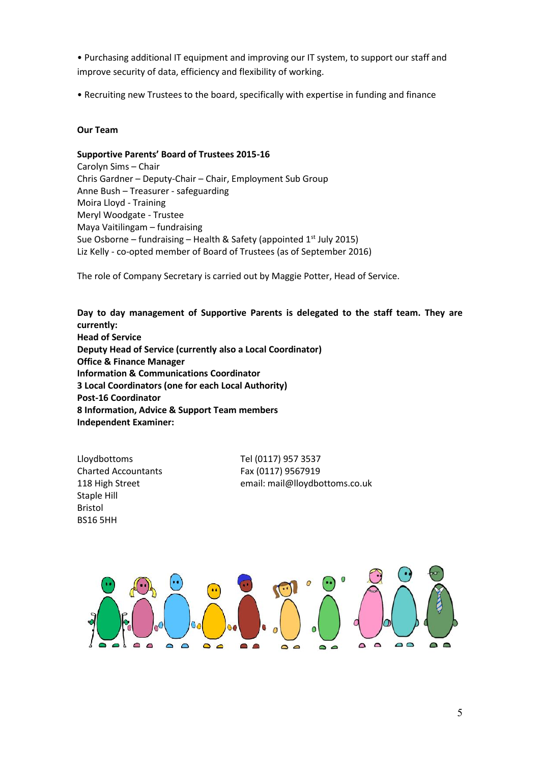- Purchasing additional IT equipment and improving our IT system, to support our staff and improve security of data, efficiency and flexibility of working.

- Recruiting new Trustees to the board, specifically with expertise in funding and finance

**Our Team**

**Supportive Parents' Board of Trustees 2015-16**

Carolyn Sims – Chair
Chris Gardner – Deputy-Chair – Chair, Employment Sub Group
Anne Bush – Treasurer - safeguarding
Moira Lloyd - Training
Meryl Woodgate - Trustee
Maya Vaitilingam – fundraising
Sue Osborne – fundraising – Health & Safety (appointed 1st July 2015)
Liz Kelly - co-opted member of Board of Trustees (as of September 2016)

The role of Company Secretary is carried out by Maggie Potter, Head of Service.

**Day to day management of Supportive Parents is delegated to the staff team. They are currently:**
**Head of Service**
**Deputy Head of Service (currently also a Local Coordinator)**
**Office & Finance Manager**
**Information & Communications Coordinator**
**3 Local Coordinators (one for each Local Authority)**
**Post-16 Coordinator**
**8 Information, Advice & Support Team members**
**Independent Examiner:**

Lloydbottoms
Charted Accountants
118 High Street
Staple Hill
Bristol
BS16 5HH

Tel (0117) 957 3537
Fax (0117) 9567919
email: mail@lloydbottoms.co.uk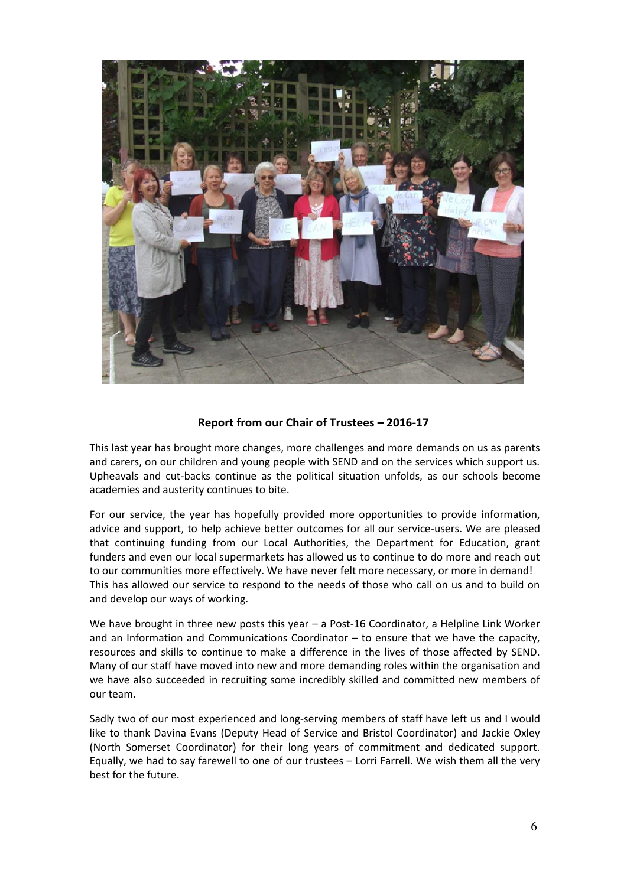**Report from our Chair of Trustees – 2016-17**

This last year has brought more changes, more challenges and more demands on us as parents and carers, on our children and young people with SEND and on the services which support us. Upheavals and cut-backs continue as the political situation unfolds, as our schools become academies and austerity continues to bite.

For our service, the year has hopefully provided more opportunities to provide information, advice and support, to help achieve better outcomes for all our service-users. We are pleased that continuing funding from our Local Authorities, the Department for Education, grant funders and even our local supermarkets has allowed us to continue to do more and reach out to our communities more effectively. We have never felt more necessary, or more in demand! This has allowed our service to respond to the needs of those who call on us and to build on and develop our ways of working.

We have brought in three new posts this year – a Post-16 Coordinator, a Helpline Link Worker and an Information and Communications Coordinator – to ensure that we have the capacity, resources and skills to continue to make a difference in the lives of those affected by SEND. Many of our staff have moved into new and more demanding roles within the organisation and we have also succeeded in recruiting some incredibly skilled and committed new members of our team.

Sadly two of our most experienced and long-serving members of staff have left us and I would like to thank Davina Evans (Deputy Head of Service and Bristol Coordinator) and Jackie Oxley (North Somerset Coordinator) for their long years of commitment and dedicated support. Equally, we had to say farewell to one of our trustees – Lorri Farrell. We wish them all the very best for the future.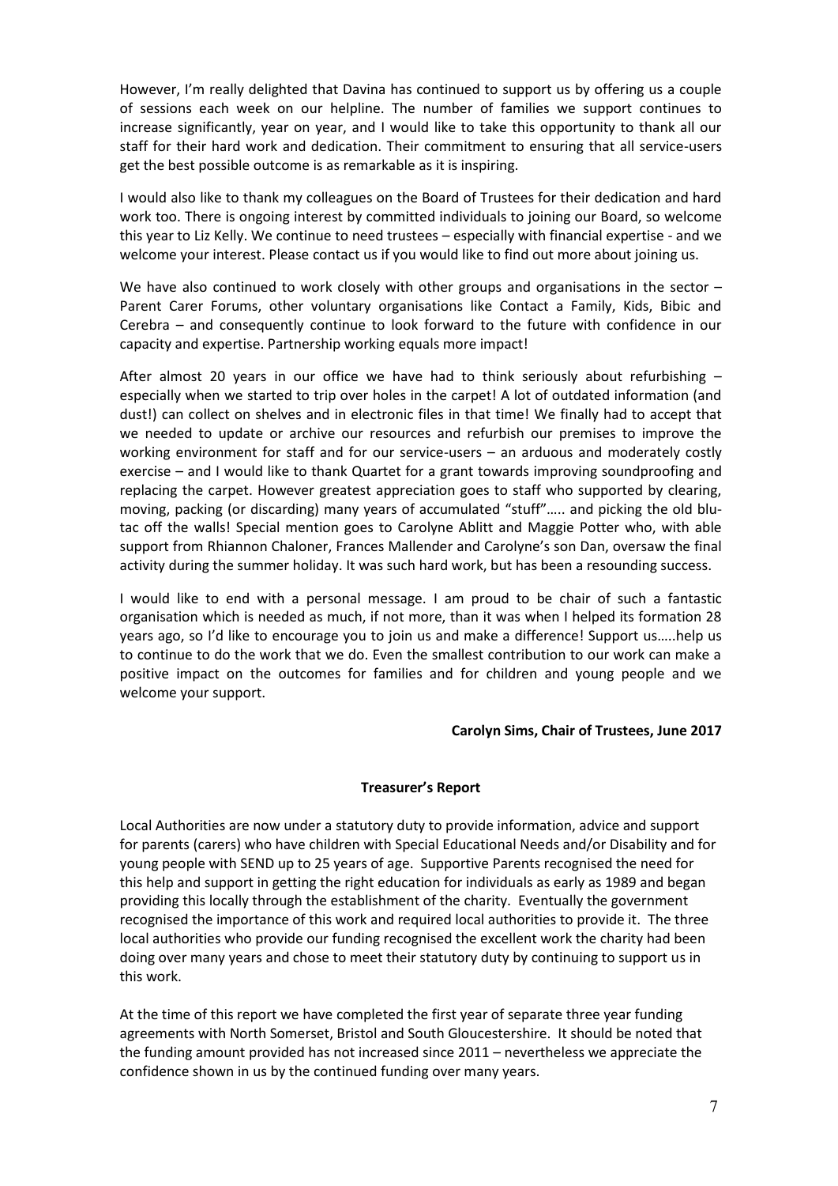However, I'm really delighted that Davina has continued to support us by offering us a couple of sessions each week on our helpline. The number of families we support continues to increase significantly, year on year, and I would like to take this opportunity to thank all our staff for their hard work and dedication. Their commitment to ensuring that all service-users get the best possible outcome is as remarkable as it is inspiring.

I would also like to thank my colleagues on the Board of Trustees for their dedication and hard work too. There is ongoing interest by committed individuals to joining our Board, so welcome this year to Liz Kelly. We continue to need trustees – especially with financial expertise - and we welcome your interest. Please contact us if you would like to find out more about joining us.

We have also continued to work closely with other groups and organisations in the sector – Parent Carer Forums, other voluntary organisations like Contact a Family, Kids, Bibic and Cerebra – and consequently continue to look forward to the future with confidence in our capacity and expertise. Partnership working equals more impact!

After almost 20 years in our office we have had to think seriously about refurbishing – especially when we started to trip over holes in the carpet! A lot of outdated information (and dust!) can collect on shelves and in electronic files in that time! We finally had to accept that we needed to update or archive our resources and refurbish our premises to improve the working environment for staff and for our service-users – an arduous and moderately costly exercise – and I would like to thank Quartet for a grant towards improving soundproofing and replacing the carpet. However greatest appreciation goes to staff who supported by clearing, moving, packing (or discarding) many years of accumulated "stuff"….. and picking the old blu-tac off the walls! Special mention goes to Carolyne Ablitt and Maggie Potter who, with able support from Rhiannon Chaloner, Frances Mallender and Carolyne's son Dan, oversaw the final activity during the summer holiday. It was such hard work, but has been a resounding success.

I would like to end with a personal message. I am proud to be chair of such a fantastic organisation which is needed as much, if not more, than it was when I helped its formation 28 years ago, so I'd like to encourage you to join us and make a difference! Support us…..help us to continue to do the work that we do. Even the smallest contribution to our work can make a positive impact on the outcomes for families and for children and young people and we welcome your support.

**Carolyn Sims, Chair of Trustees, June 2017**

## Treasurer's Report

Local Authorities are now under a statutory duty to provide information, advice and support for parents (carers) who have children with Special Educational Needs and/or Disability and for young people with SEND up to 25 years of age. Supportive Parents recognised the need for this help and support in getting the right education for individuals as early as 1989 and began providing this locally through the establishment of the charity. Eventually the government recognised the importance of this work and required local authorities to provide it. The three local authorities who provide our funding recognised the excellent work the charity had been doing over many years and chose to meet their statutory duty by continuing to support us in this work.

At the time of this report we have completed the first year of separate three year funding agreements with North Somerset, Bristol and South Gloucestershire. It should be noted that the funding amount provided has not increased since 2011 – nevertheless we appreciate the confidence shown in us by the continued funding over many years.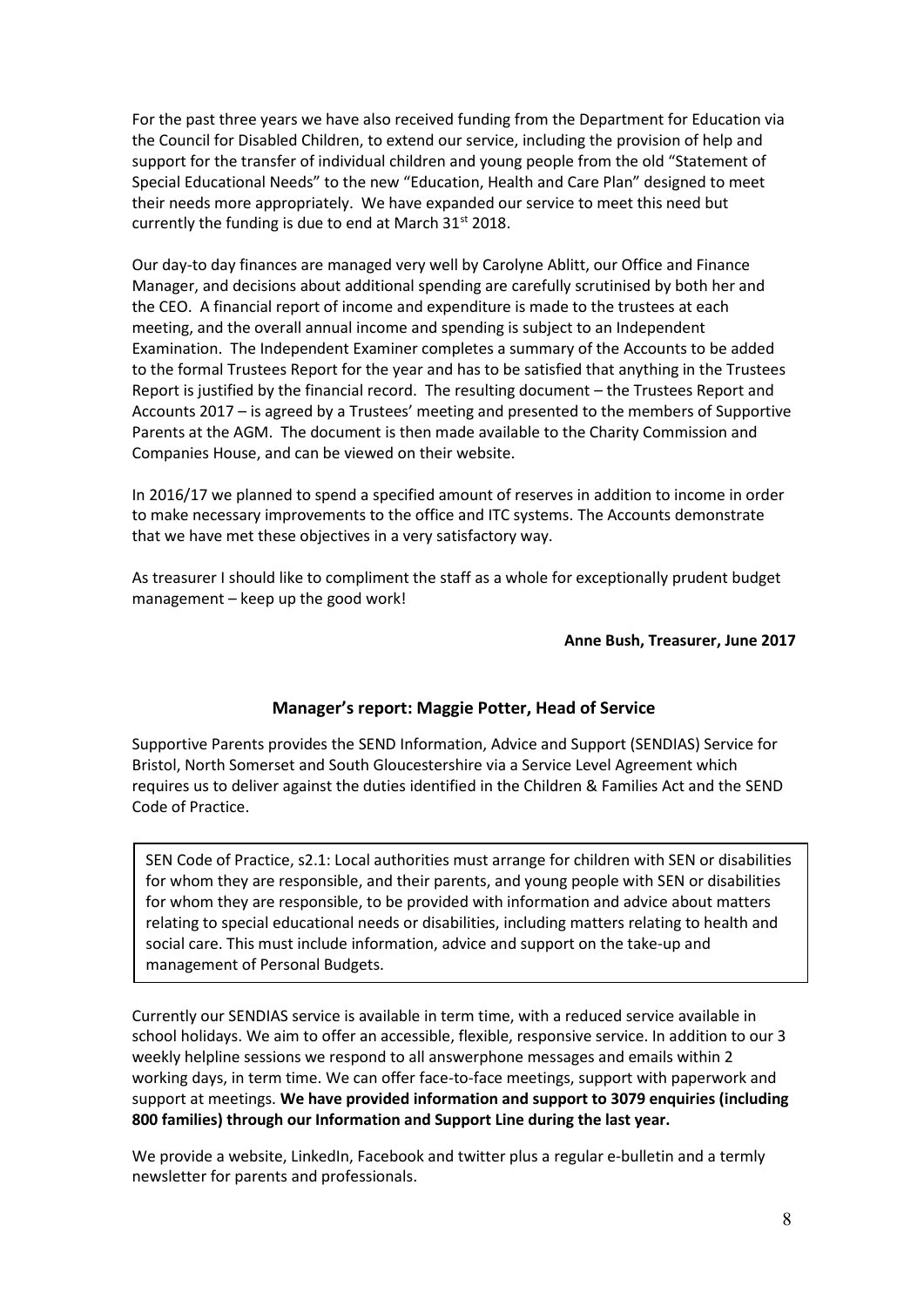For the past three years we have also received funding from the Department for Education via the Council for Disabled Children, to extend our service, including the provision of help and support for the transfer of individual children and young people from the old "Statement of Special Educational Needs" to the new "Education, Health and Care Plan" designed to meet their needs more appropriately. We have expanded our service to meet this need but currently the funding is due to end at March 31st 2018.

Our day-to day finances are managed very well by Carolyne Ablitt, our Office and Finance Manager, and decisions about additional spending are carefully scrutinised by both her and the CEO. A financial report of income and expenditure is made to the trustees at each meeting, and the overall annual income and spending is subject to an Independent Examination. The Independent Examiner completes a summary of the Accounts to be added to the formal Trustees Report for the year and has to be satisfied that anything in the Trustees Report is justified by the financial record. The resulting document – the Trustees Report and Accounts 2017 – is agreed by a Trustees' meeting and presented to the members of Supportive Parents at the AGM. The document is then made available to the Charity Commission and Companies House, and can be viewed on their website.

In 2016/17 we planned to spend a specified amount of reserves in addition to income in order to make necessary improvements to the office and ITC systems. The Accounts demonstrate that we have met these objectives in a very satisfactory way.

As treasurer I should like to compliment the staff as a whole for exceptionally prudent budget management – keep up the good work!

**Anne Bush, Treasurer, June 2017**

## Manager's report: Maggie Potter, Head of Service

Supportive Parents provides the SEND Information, Advice and Support (SENDIAS) Service for Bristol, North Somerset and South Gloucestershire via a Service Level Agreement which requires us to deliver against the duties identified in the Children & Families Act and the SEND Code of Practice.

> SEN Code of Practice, s2.1: Local authorities must arrange for children with SEN or disabilities for whom they are responsible, and their parents, and young people with SEN or disabilities for whom they are responsible, to be provided with information and advice about matters relating to special educational needs or disabilities, including matters relating to health and social care. This must include information, advice and support on the take-up and management of Personal Budgets.

Currently our SENDIAS service is available in term time, with a reduced service available in school holidays. We aim to offer an accessible, flexible, responsive service. In addition to our 3 weekly helpline sessions we respond to all answerphone messages and emails within 2 working days, in term time. We can offer face-to-face meetings, support with paperwork and support at meetings. **We have provided information and support to 3079 enquiries (including 800 families) through our Information and Support Line during the last year.**

We provide a website, LinkedIn, Facebook and twitter plus a regular e-bulletin and a termly newsletter for parents and professionals.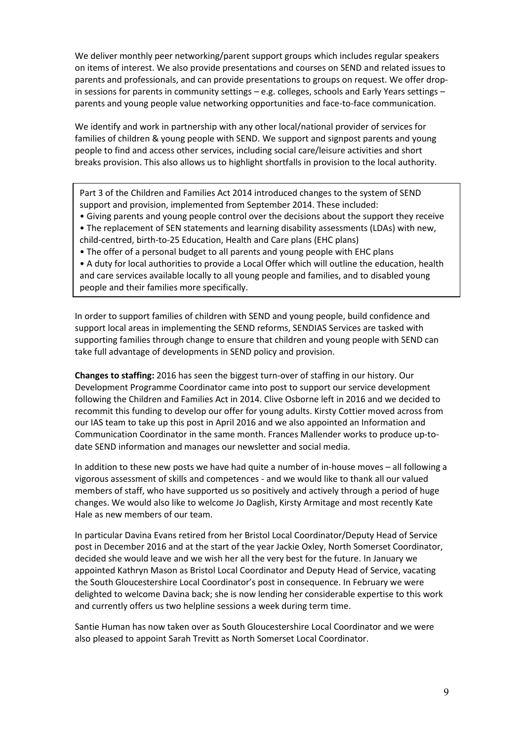We deliver monthly peer networking/parent support groups which includes regular speakers on items of interest. We also provide presentations and courses on SEND and related issues to parents and professionals, and can provide presentations to groups on request. We offer drop-in sessions for parents in community settings – e.g. colleges, schools and Early Years settings – parents and young people value networking opportunities and face-to-face communication.

We identify and work in partnership with any other local/national provider of services for families of children & young people with SEND. We support and signpost parents and young people to find and access other services, including social care/leisure activities and short breaks provision. This also allows us to highlight shortfalls in provision to the local authority.

Part 3 of the Children and Families Act 2014 introduced changes to the system of SEND support and provision, implemented from September 2014. These included:

- Giving parents and young people control over the decisions about the support they receive
- The replacement of SEN statements and learning disability assessments (LDAs) with new, child-centred, birth-to-25 Education, Health and Care plans (EHC plans)
- The offer of a personal budget to all parents and young people with EHC plans
- A duty for local authorities to provide a Local Offer which will outline the education, health and care services available locally to all young people and families, and to disabled young people and their families more specifically.

In order to support families of children with SEND and young people, build confidence and support local areas in implementing the SEND reforms, SENDIAS Services are tasked with supporting families through change to ensure that children and young people with SEND can take full advantage of developments in SEND policy and provision.

**Changes to staffing:** 2016 has seen the biggest turn-over of staffing in our history. Our Development Programme Coordinator came into post to support our service development following the Children and Families Act in 2014. Clive Osborne left in 2016 and we decided to recommit this funding to develop our offer for young adults. Kirsty Cottier moved across from our IAS team to take up this post in April 2016 and we also appointed an Information and Communication Coordinator in the same month. Frances Mallender works to produce up-to-date SEND information and manages our newsletter and social media.

In addition to these new posts we have had quite a number of in-house moves – all following a vigorous assessment of skills and competences - and we would like to thank all our valued members of staff, who have supported us so positively and actively through a period of huge changes. We would also like to welcome Jo Daglish, Kirsty Armitage and most recently Kate Hale as new members of our team.

In particular Davina Evans retired from her Bristol Local Coordinator/Deputy Head of Service post in December 2016 and at the start of the year Jackie Oxley, North Somerset Coordinator, decided she would leave and we wish her all the very best for the future. In January we appointed Kathryn Mason as Bristol Local Coordinator and Deputy Head of Service, vacating the South Gloucestershire Local Coordinator's post in consequence. In February we were delighted to welcome Davina back; she is now lending her considerable expertise to this work and currently offers us two helpline sessions a week during term time.

Santie Human has now taken over as South Gloucestershire Local Coordinator and we were also pleased to appoint Sarah Trevitt as North Somerset Local Coordinator.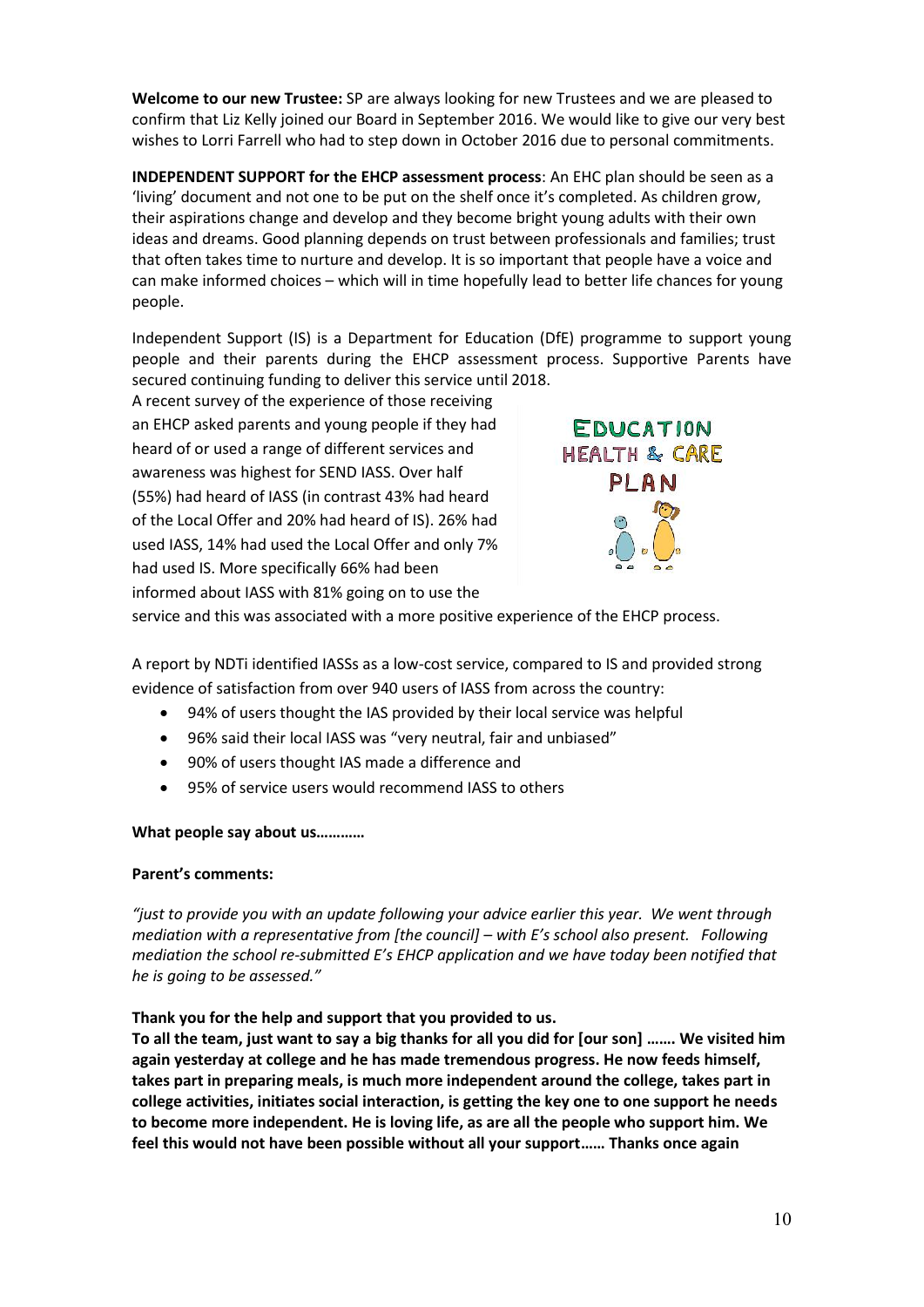**Welcome to our new Trustee:** SP are always looking for new Trustees and we are pleased to confirm that Liz Kelly joined our Board in September 2016. We would like to give our very best wishes to Lorri Farrell who had to step down in October 2016 due to personal commitments.

**INDEPENDENT SUPPORT for the EHCP assessment process**: An EHC plan should be seen as a 'living' document and not one to be put on the shelf once it's completed. As children grow, their aspirations change and develop and they become bright young adults with their own ideas and dreams. Good planning depends on trust between professionals and families; trust that often takes time to nurture and develop. It is so important that people have a voice and can make informed choices – which will in time hopefully lead to better life chances for young people.

Independent Support (IS) is a Department for Education (DfE) programme to support young people and their parents during the EHCP assessment process. Supportive Parents have secured continuing funding to deliver this service until 2018.

A recent survey of the experience of those receiving an EHCP asked parents and young people if they had heard of or used a range of different services and awareness was highest for SEND IASS. Over half (55%) had heard of IASS (in contrast 43% had heard of the Local Offer and 20% had heard of IS). 26% had used IASS, 14% had used the Local Offer and only 7% had used IS. More specifically 66% had been informed about IASS with 81% going on to use the service and this was associated with a more positive experience of the EHCP process.

A report by NDTi identified IASSs as a low-cost service, compared to IS and provided strong evidence of satisfaction from over 940 users of IASS from across the country:

- 94% of users thought the IAS provided by their local service was helpful
- 96% said their local IASS was "very neutral, fair and unbiased"
- 90% of users thought IAS made a difference and
- 95% of service users would recommend IASS to others

**What people say about us…………**

**Parent's comments:**

*"just to provide you with an update following your advice earlier this year. We went through mediation with a representative from [the council] – with E's school also present. Following mediation the school re-submitted E's EHCP application and we have today been notified that he is going to be assessed."*

**Thank you for the help and support that you provided to us.**

**To all the team, just want to say a big thanks for all you did for [our son] ……. We visited him again yesterday at college and he has made tremendous progress. He now feeds himself, takes part in preparing meals, is much more independent around the college, takes part in college activities, initiates social interaction, is getting the key one to one support he needs to become more independent. He is loving life, as are all the people who support him. We feel this would not have been possible without all your support…… Thanks once again**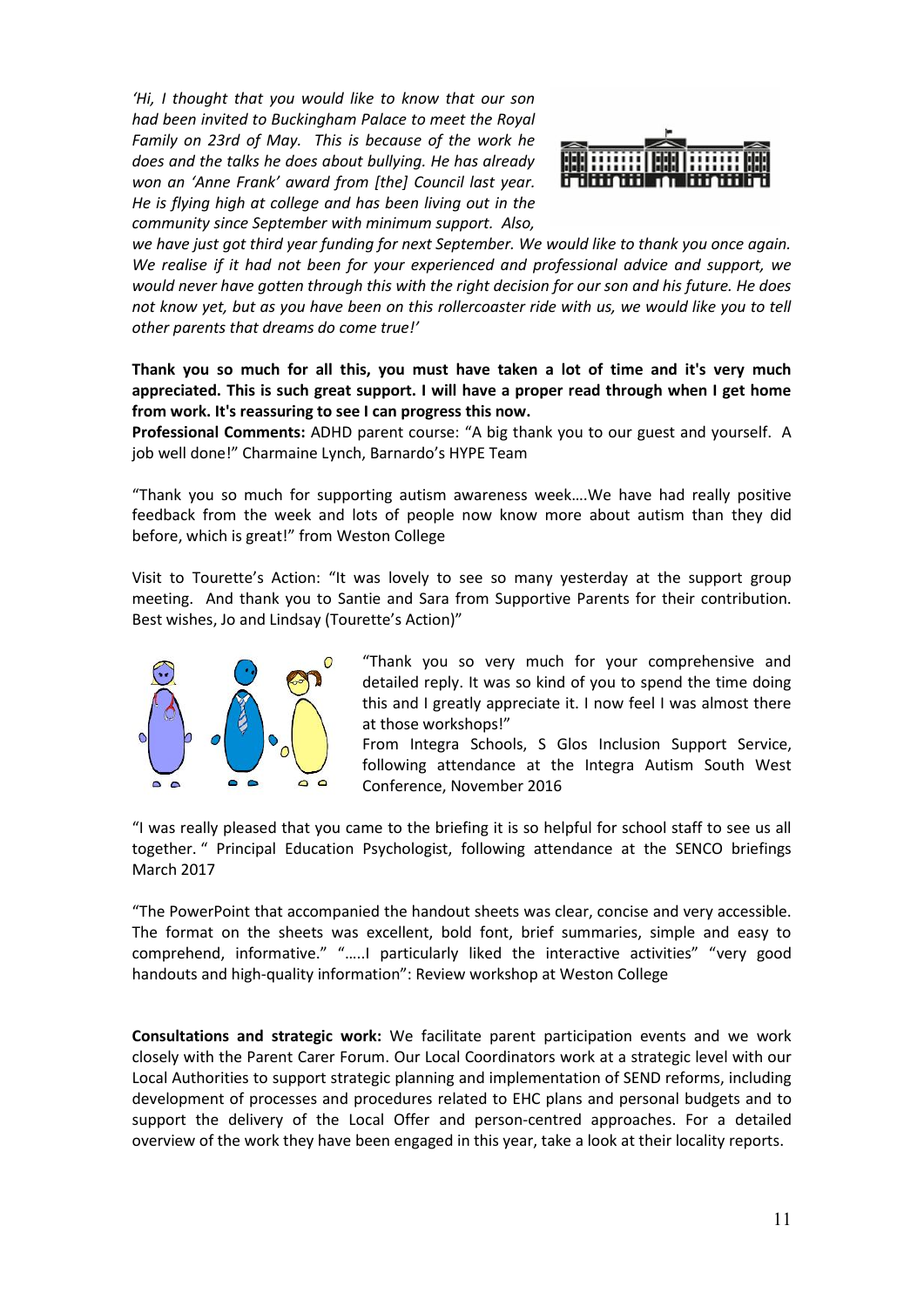*'Hi, I thought that you would like to know that our son had been invited to Buckingham Palace to meet the Royal Family on 23rd of May. This is because of the work he does and the talks he does about bullying. He has already won an 'Anne Frank' award from [the] Council last year. He is flying high at college and has been living out in the community since September with minimum support. Also, we have just got third year funding for next September. We would like to thank you once again. We realise if it had not been for your experienced and professional advice and support, we would never have gotten through this with the right decision for our son and his future. He does not know yet, but as you have been on this rollercoaster ride with us, we would like you to tell other parents that dreams do come true!'*

**Thank you so much for all this, you must have taken a lot of time and it's very much appreciated. This is such great support. I will have a proper read through when I get home from work. It's reassuring to see I can progress this now.**

**Professional Comments:** ADHD parent course: "A big thank you to our guest and yourself. A job well done!" Charmaine Lynch, Barnardo's HYPE Team

"Thank you so much for supporting autism awareness week….We have had really positive feedback from the week and lots of people now know more about autism than they did before, which is great!" from Weston College

Visit to Tourette's Action: "It was lovely to see so many yesterday at the support group meeting. And thank you to Santie and Sara from Supportive Parents for their contribution. Best wishes, Jo and Lindsay (Tourette's Action)"

"Thank you so very much for your comprehensive and detailed reply. It was so kind of you to spend the time doing this and I greatly appreciate it. I now feel I was almost there at those workshops!"

From Integra Schools, S Glos Inclusion Support Service, following attendance at the Integra Autism South West Conference, November 2016

"I was really pleased that you came to the briefing it is so helpful for school staff to see us all together. " Principal Education Psychologist, following attendance at the SENCO briefings March 2017

"The PowerPoint that accompanied the handout sheets was clear, concise and very accessible. The format on the sheets was excellent, bold font, brief summaries, simple and easy to comprehend, informative." "…..I particularly liked the interactive activities" "very good handouts and high-quality information": Review workshop at Weston College

**Consultations and strategic work:** We facilitate parent participation events and we work closely with the Parent Carer Forum. Our Local Coordinators work at a strategic level with our Local Authorities to support strategic planning and implementation of SEND reforms, including development of processes and procedures related to EHC plans and personal budgets and to support the delivery of the Local Offer and person-centred approaches. For a detailed overview of the work they have been engaged in this year, take a look at their locality reports.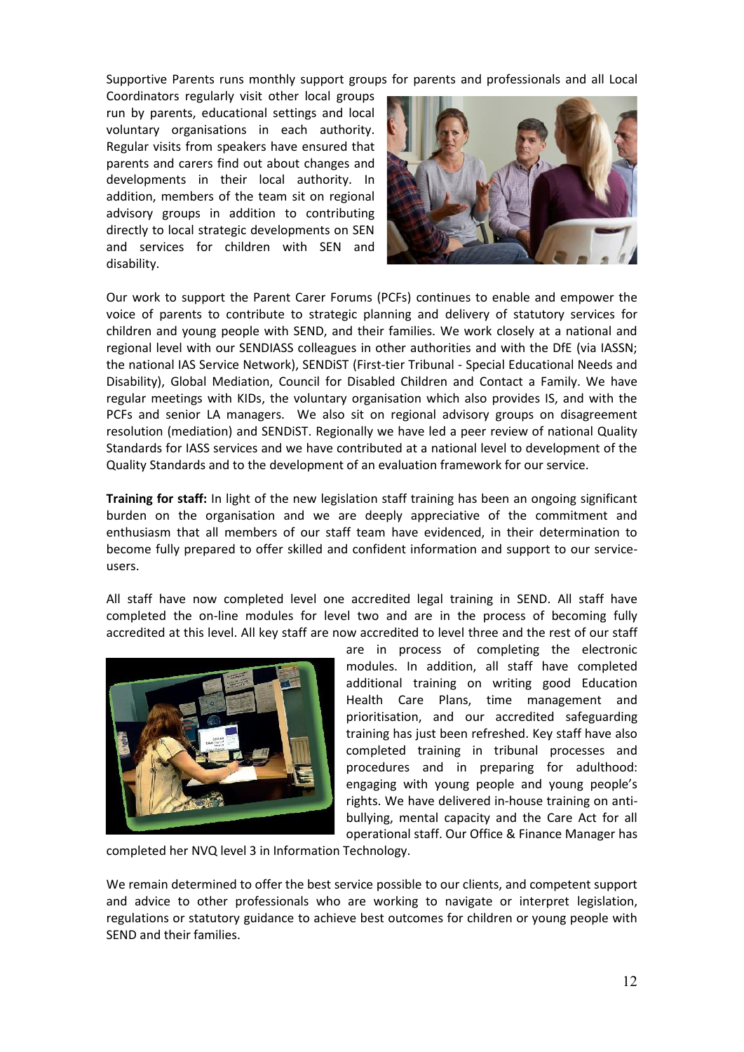Supportive Parents runs monthly support groups for parents and professionals and all Local Coordinators regularly visit other local groups run by parents, educational settings and local voluntary organisations in each authority. Regular visits from speakers have ensured that parents and carers find out about changes and developments in their local authority. In addition, members of the team sit on regional advisory groups in addition to contributing directly to local strategic developments on SEN and services for children with SEN and disability.

Our work to support the Parent Carer Forums (PCFs) continues to enable and empower the voice of parents to contribute to strategic planning and delivery of statutory services for children and young people with SEND, and their families. We work closely at a national and regional level with our SENDIASS colleagues in other authorities and with the DfE (via IASSN; the national IAS Service Network), SENDiST (First-tier Tribunal - Special Educational Needs and Disability), Global Mediation, Council for Disabled Children and Contact a Family. We have regular meetings with KIDs, the voluntary organisation which also provides IS, and with the PCFs and senior LA managers. We also sit on regional advisory groups on disagreement resolution (mediation) and SENDiST. Regionally we have led a peer review of national Quality Standards for IASS services and we have contributed at a national level to development of the Quality Standards and to the development of an evaluation framework for our service.

**Training for staff:** In light of the new legislation staff training has been an ongoing significant burden on the organisation and we are deeply appreciative of the commitment and enthusiasm that all members of our staff team have evidenced, in their determination to become fully prepared to offer skilled and confident information and support to our service-users.

All staff have now completed level one accredited legal training in SEND. All staff have completed the on-line modules for level two and are in the process of becoming fully accredited at this level. All key staff are now accredited to level three and the rest of our staff are in process of completing the electronic modules. In addition, all staff have completed additional training on writing good Education Health Care Plans, time management and prioritisation, and our accredited safeguarding training has just been refreshed. Key staff have also completed training in tribunal processes and procedures and in preparing for adulthood: engaging with young people and young people's rights. We have delivered in-house training on anti-bullying, mental capacity and the Care Act for all operational staff. Our Office & Finance Manager has completed her NVQ level 3 in Information Technology.

We remain determined to offer the best service possible to our clients, and competent support and advice to other professionals who are working to navigate or interpret legislation, regulations or statutory guidance to achieve best outcomes for children or young people with SEND and their families.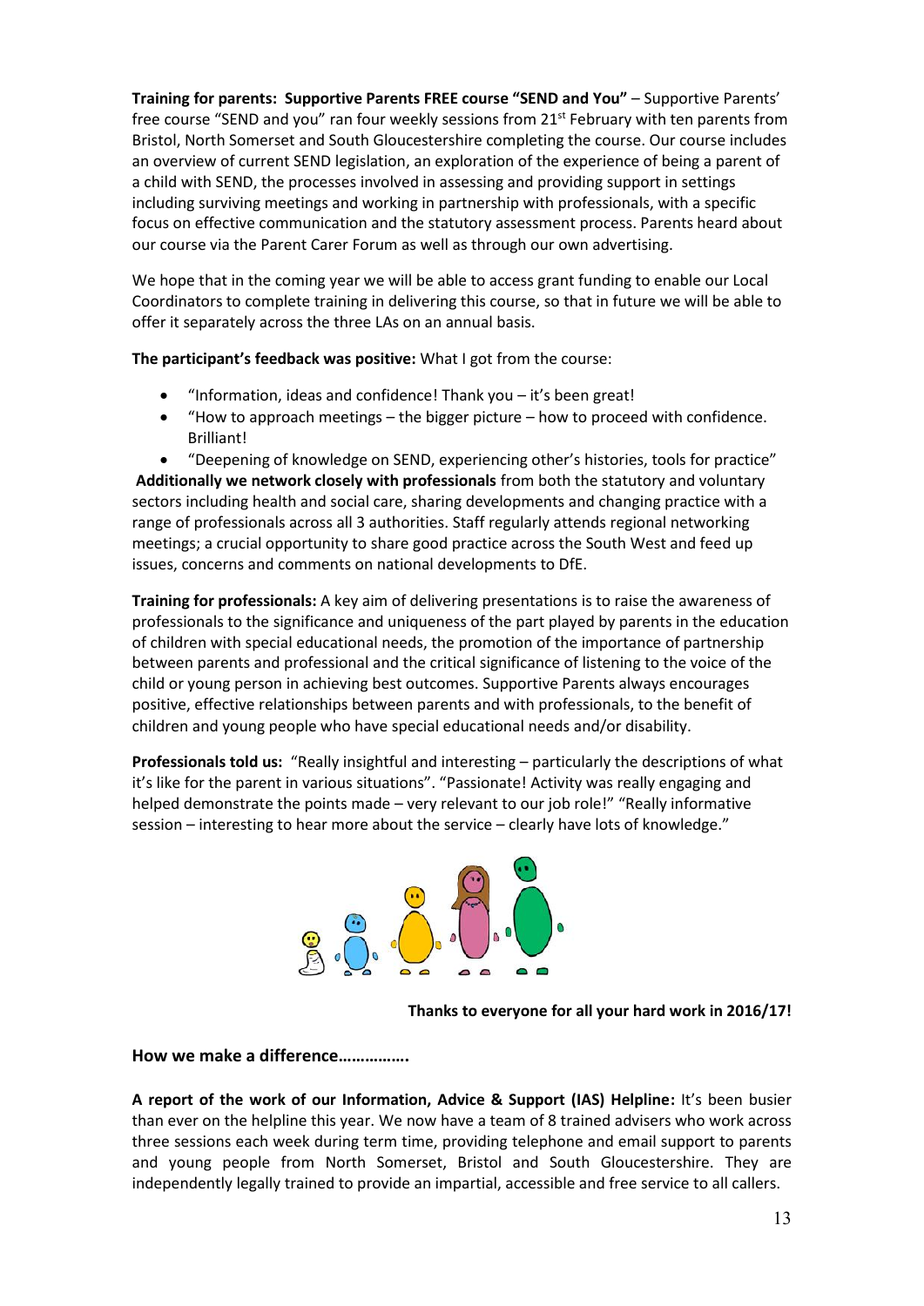**Training for parents: Supportive Parents FREE course "SEND and You"** – Supportive Parents' free course "SEND and you" ran four weekly sessions from 21st February with ten parents from Bristol, North Somerset and South Gloucestershire completing the course. Our course includes an overview of current SEND legislation, an exploration of the experience of being a parent of a child with SEND, the processes involved in assessing and providing support in settings including surviving meetings and working in partnership with professionals, with a specific focus on effective communication and the statutory assessment process. Parents heard about our course via the Parent Carer Forum as well as through our own advertising.

We hope that in the coming year we will be able to access grant funding to enable our Local Coordinators to complete training in delivering this course, so that in future we will be able to offer it separately across the three LAs on an annual basis.

**The participant's feedback was positive:** What I got from the course:

- "Information, ideas and confidence! Thank you – it's been great!
- "How to approach meetings – the bigger picture – how to proceed with confidence. Brilliant!
- "Deepening of knowledge on SEND, experiencing other's histories, tools for practice"

**Additionally we network closely with professionals** from both the statutory and voluntary sectors including health and social care, sharing developments and changing practice with a range of professionals across all 3 authorities. Staff regularly attends regional networking meetings; a crucial opportunity to share good practice across the South West and feed up issues, concerns and comments on national developments to DfE.

**Training for professionals:** A key aim of delivering presentations is to raise the awareness of professionals to the significance and uniqueness of the part played by parents in the education of children with special educational needs, the promotion of the importance of partnership between parents and professional and the critical significance of listening to the voice of the child or young person in achieving best outcomes. Supportive Parents always encourages positive, effective relationships between parents and with professionals, to the benefit of children and young people who have special educational needs and/or disability.

**Professionals told us:** "Really insightful and interesting – particularly the descriptions of what it's like for the parent in various situations". "Passionate! Activity was really engaging and helped demonstrate the points made – very relevant to our job role!" "Really informative session – interesting to hear more about the service – clearly have lots of knowledge."

**Thanks to everyone for all your hard work in 2016/17!**

## How we make a difference…………….

**A report of the work of our Information, Advice & Support (IAS) Helpline:** It's been busier than ever on the helpline this year. We now have a team of 8 trained advisers who work across three sessions each week during term time, providing telephone and email support to parents and young people from North Somerset, Bristol and South Gloucestershire. They are independently legally trained to provide an impartial, accessible and free service to all callers.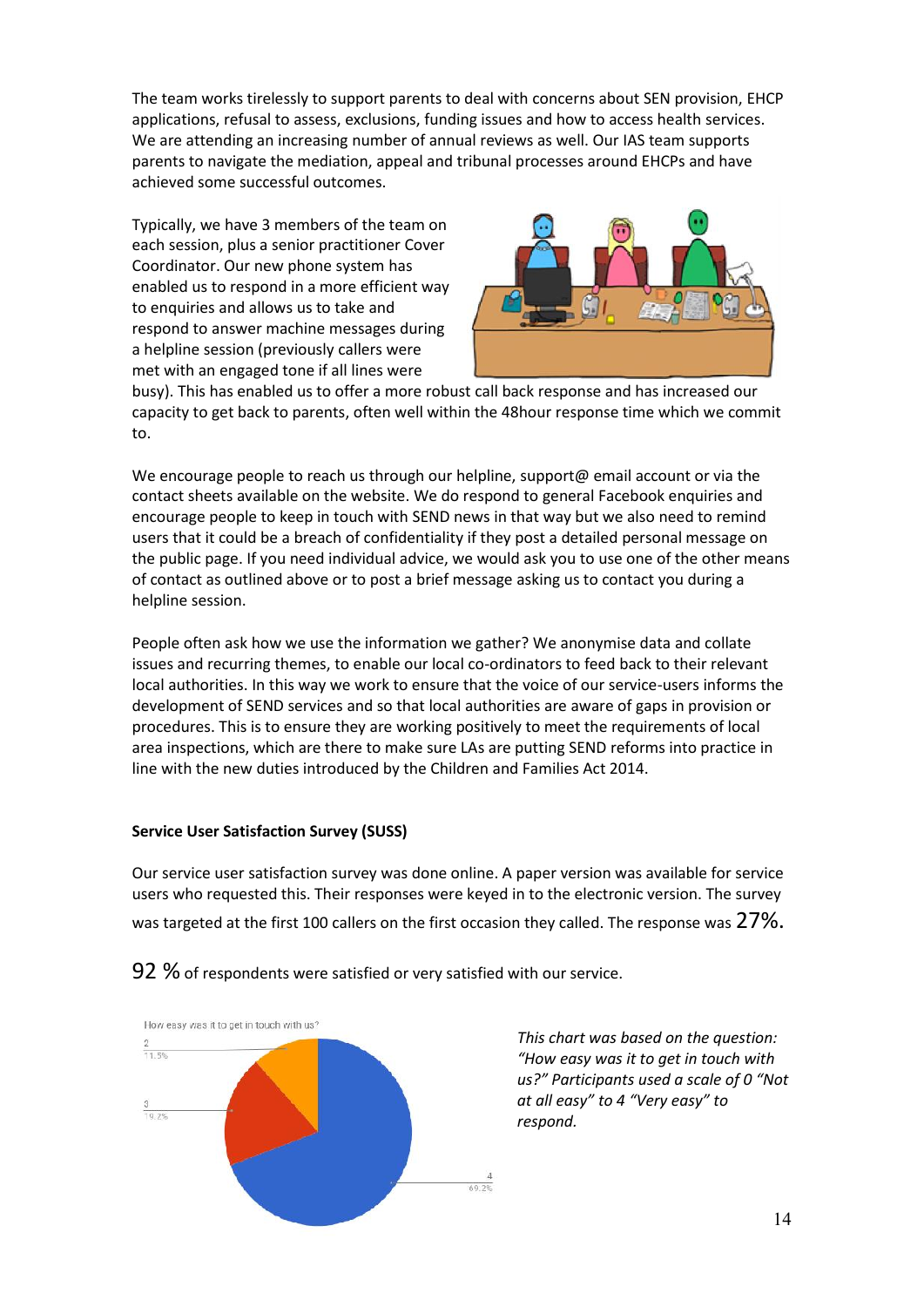The team works tirelessly to support parents to deal with concerns about SEN provision, EHCP applications, refusal to assess, exclusions, funding issues and how to access health services. We are attending an increasing number of annual reviews as well. Our IAS team supports parents to navigate the mediation, appeal and tribunal processes around EHCPs and have achieved some successful outcomes.

Typically, we have 3 members of the team on each session, plus a senior practitioner Cover Coordinator. Our new phone system has enabled us to respond in a more efficient way to enquiries and allows us to take and respond to answer machine messages during a helpline session (previously callers were met with an engaged tone if all lines were busy). This has enabled us to offer a more robust call back response and has increased our capacity to get back to parents, often well within the 48hour response time which we commit to.

We encourage people to reach us through our helpline, support@ email account or via the contact sheets available on the website. We do respond to general Facebook enquiries and encourage people to keep in touch with SEND news in that way but we also need to remind users that it could be a breach of confidentiality if they post a detailed personal message on the public page. If you need individual advice, we would ask you to use one of the other means of contact as outlined above or to post a brief message asking us to contact you during a helpline session.

People often ask how we use the information we gather? We anonymise data and collate issues and recurring themes, to enable our local co-ordinators to feed back to their relevant local authorities. In this way we work to ensure that the voice of our service-users informs the development of SEND services and so that local authorities are aware of gaps in provision or procedures. This is to ensure they are working positively to meet the requirements of local area inspections, which are there to make sure LAs are putting SEND reforms into practice in line with the new duties introduced by the Children and Families Act 2014.

**Service User Satisfaction Survey (SUSS)**

Our service user satisfaction survey was done online. A paper version was available for service users who requested this. Their responses were keyed in to the electronic version. The survey was targeted at the first 100 callers on the first occasion they called. The response was 27%.

92 % of respondents were satisfied or very satisfied with our service.

How easy was it to get in touch with us?

| Rating | Percentage |
|---|---|
| 2 | 11.5% |
| 3 | 19.2% |
| 4 | 69.2% |

*This chart was based on the question: "How easy was it to get in touch with us?" Participants used a scale of 0 "Not at all easy" to 4 "Very easy" to respond.*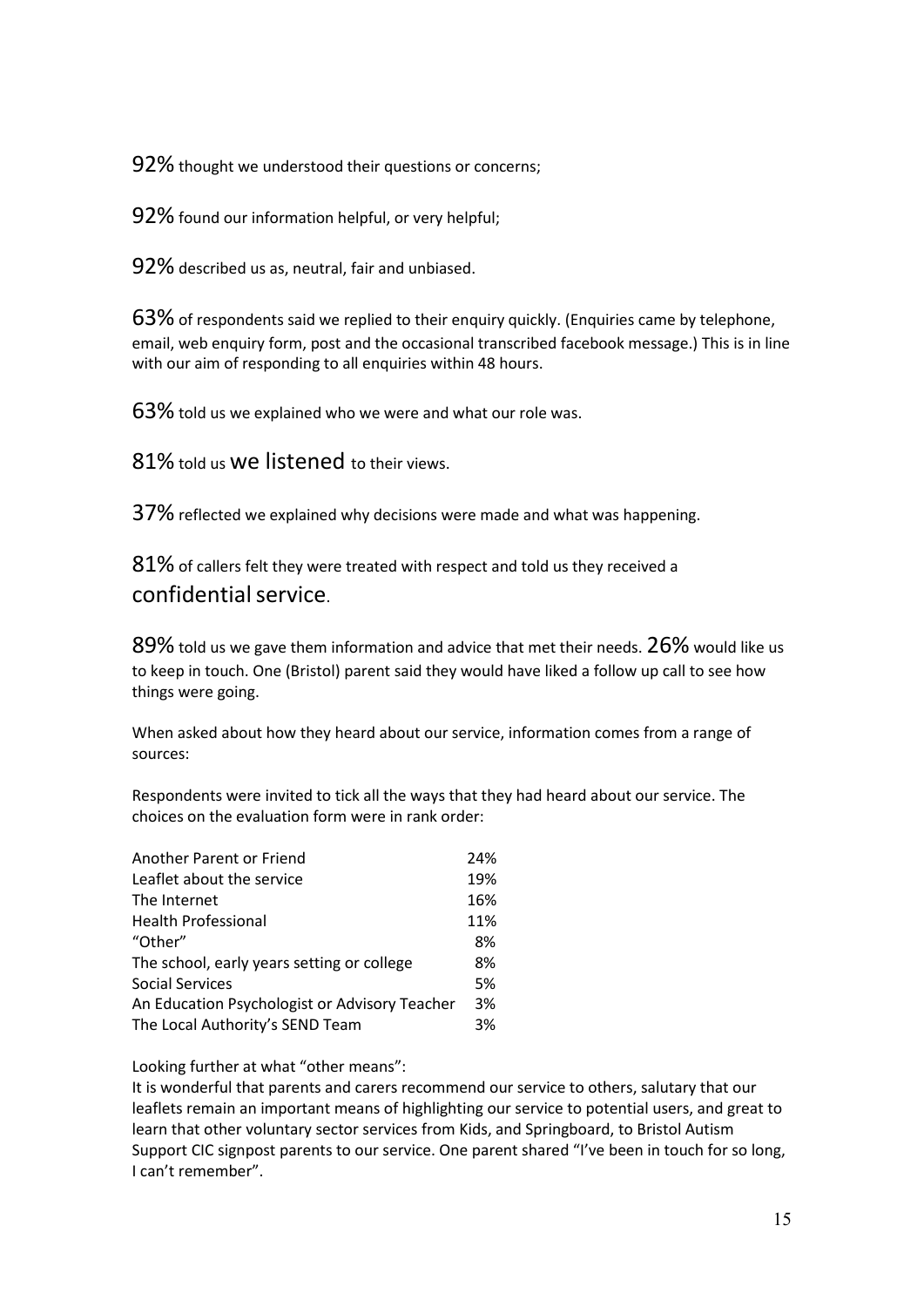92% thought we understood their questions or concerns;

92% found our information helpful, or very helpful;

92% described us as, neutral, fair and unbiased.

63% of respondents said we replied to their enquiry quickly. (Enquiries came by telephone, email, web enquiry form, post and the occasional transcribed facebook message.) This is in line with our aim of responding to all enquiries within 48 hours.

63% told us we explained who we were and what our role was.

81% told us we listened to their views.

37% reflected we explained why decisions were made and what was happening.

81% of callers felt they were treated with respect and told us they received a confidential service.

89% told us we gave them information and advice that met their needs. 26% would like us to keep in touch. One (Bristol) parent said they would have liked a follow up call to see how things were going.

When asked about how they heard about our service, information comes from a range of sources:

Respondents were invited to tick all the ways that they had heard about our service. The choices on the evaluation form were in rank order:

| Source | % |
|---|---|
| Another Parent or Friend | 24% |
| Leaflet about the service | 19% |
| The Internet | 16% |
| Health Professional | 11% |
| "Other" | 8% |
| The school, early years setting or college | 8% |
| Social Services | 5% |
| An Education Psychologist or Advisory Teacher | 3% |
| The Local Authority's SEND Team | 3% |

Looking further at what "other means":

It is wonderful that parents and carers recommend our service to others, salutary that our leaflets remain an important means of highlighting our service to potential users, and great to learn that other voluntary sector services from Kids, and Springboard, to Bristol Autism Support CIC signpost parents to our service. One parent shared "I've been in touch for so long, I can't remember".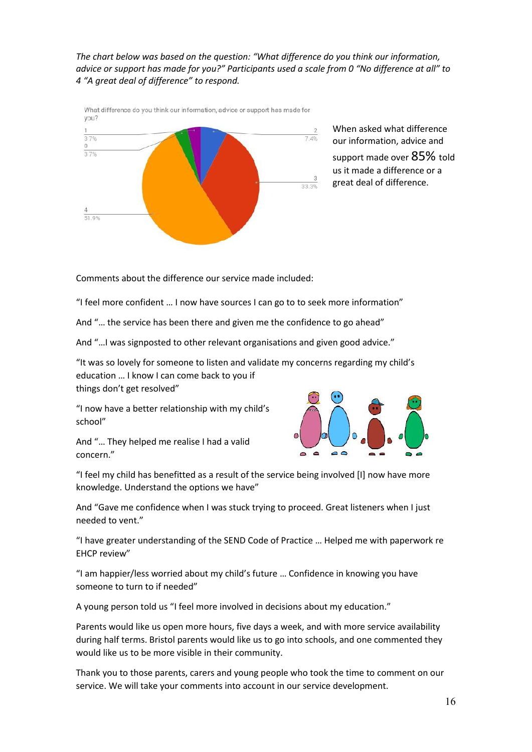*The chart below was based on the question: "What difference do you think our information, advice or support has made for you?" Participants used a scale from 0 "No difference at all" to 4 "A great deal of difference" to respond.*

What difference do you think our information, advice or support has made for you?

| Response | Percentage |
|---|---|
| 0 | 3.7% |
| 1 | 3.7% |
| 2 | 7.4% |
| 3 | 33.3% |
| 4 | 51.9% |

When asked what difference our information, advice and support made over 85% told us it made a difference or a great deal of difference.

Comments about the difference our service made included:

"I feel more confident … I now have sources I can go to to seek more information"

And "… the service has been there and given me the confidence to go ahead"

And "…I was signposted to other relevant organisations and given good advice."

"It was so lovely for someone to listen and validate my concerns regarding my child's education … I know I can come back to you if things don't get resolved"

"I now have a better relationship with my child's school"

And "… They helped me realise I had a valid concern."

"I feel my child has benefitted as a result of the service being involved [I] now have more knowledge. Understand the options we have"

And "Gave me confidence when I was stuck trying to proceed. Great listeners when I just needed to vent."

"I have greater understanding of the SEND Code of Practice … Helped me with paperwork re EHCP review"

"I am happier/less worried about my child's future … Confidence in knowing you have someone to turn to if needed"

A young person told us "I feel more involved in decisions about my education."

Parents would like us open more hours, five days a week, and with more service availability during half terms. Bristol parents would like us to go into schools, and one commented they would like us to be more visible in their community.

Thank you to those parents, carers and young people who took the time to comment on our service. We will take your comments into account in our service development.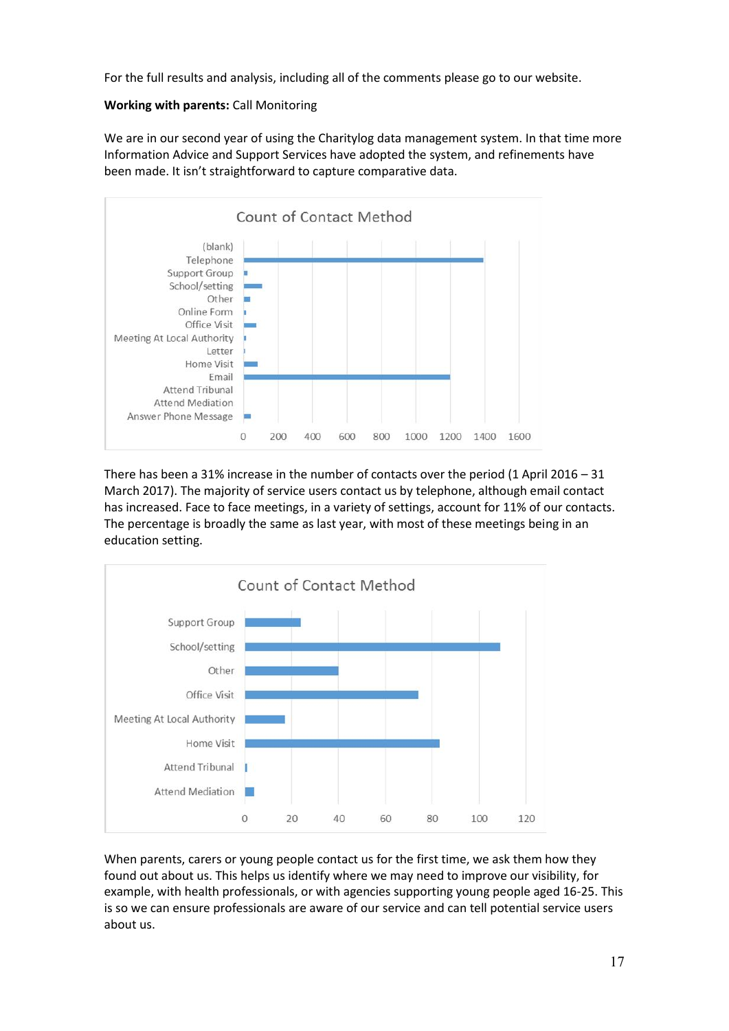For the full results and analysis, including all of the comments please go to our website.

**Working with parents:** Call Monitoring

We are in our second year of using the Charitylog data management system. In that time more Information Advice and Support Services have adopted the system, and refinements have been made. It isn't straightforward to capture comparative data.

There has been a 31% increase in the number of contacts over the period (1 April 2016 – 31 March 2017). The majority of service users contact us by telephone, although email contact has increased. Face to face meetings, in a variety of settings, account for 11% of our contacts. The percentage is broadly the same as last year, with most of these meetings being in an education setting.

When parents, carers or young people contact us for the first time, we ask them how they found out about us. This helps us identify where we may need to improve our visibility, for example, with health professionals, or with agencies supporting young people aged 16-25. This is so we can ensure professionals are aware of our service and can tell potential service users about us.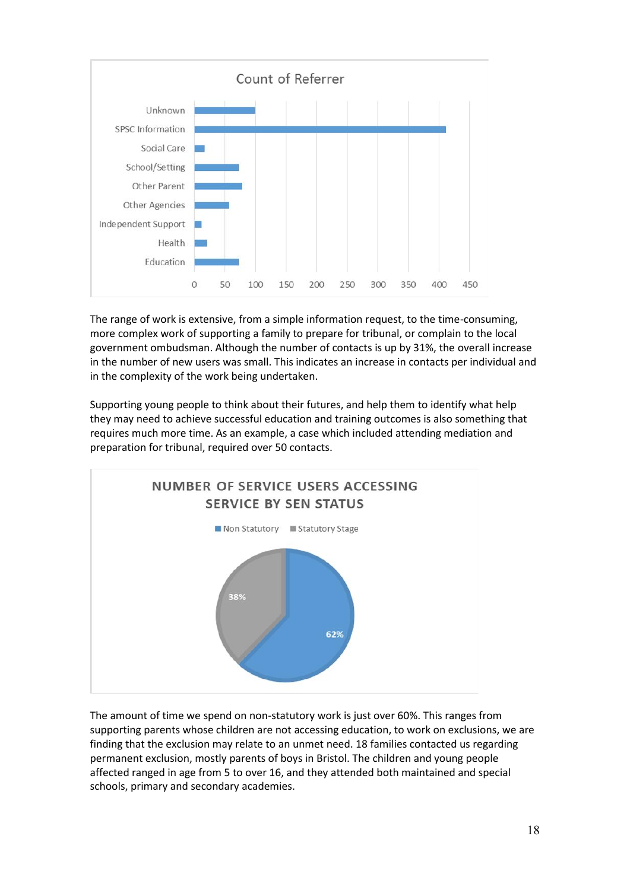Count of Referrer

| Referrer | Count |
| --- | --- |
| Unknown | ~100 |
| SPSC Information | ~410 |
| Social Care | ~15 |
| School/Setting | ~72 |
| Other Parent | ~78 |
| Other Agencies | ~57 |
| Independent Support | ~12 |
| Health | ~20 |
| Education | ~72 |

The range of work is extensive, from a simple information request, to the time-consuming, more complex work of supporting a family to prepare for tribunal, or complain to the local government ombudsman. Although the number of contacts is up by 31%, the overall increase in the number of new users was small. This indicates an increase in contacts per individual and in the complexity of the work being undertaken.

Supporting young people to think about their futures, and help them to identify what help they may need to achieve successful education and training outcomes is also something that requires much more time. As an example, a case which included attending mediation and preparation for tribunal, required over 50 contacts.

NUMBER OF SERVICE USERS ACCESSING SERVICE BY SEN STATUS

| SEN Status | Percentage |
| --- | --- |
| Non Statutory | 62% |
| Statutory Stage | 38% |

The amount of time we spend on non-statutory work is just over 60%. This ranges from supporting parents whose children are not accessing education, to work on exclusions, we are finding that the exclusion may relate to an unmet need. 18 families contacted us regarding permanent exclusion, mostly parents of boys in Bristol. The children and young people affected ranged in age from 5 to over 16, and they attended both maintained and special schools, primary and secondary academies.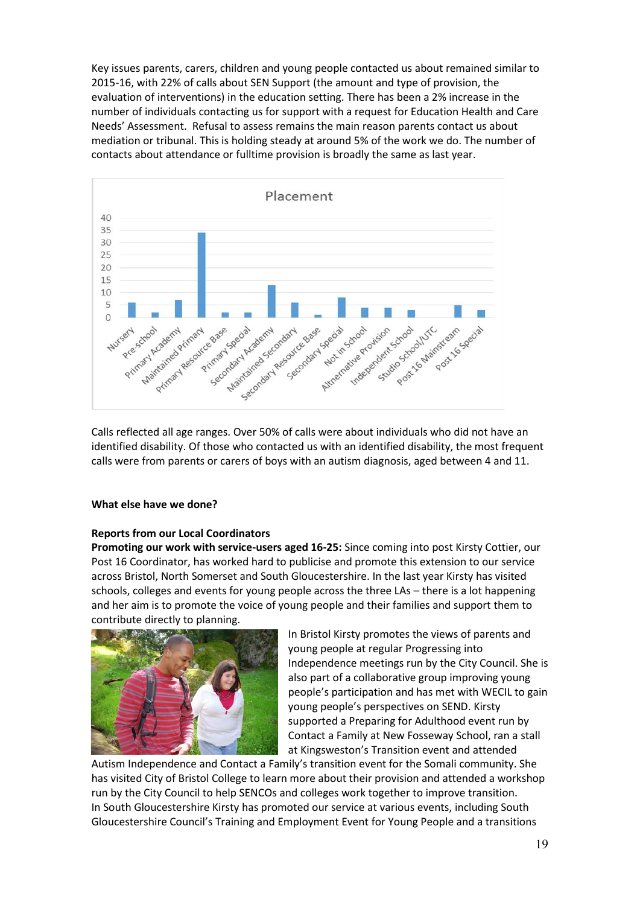Key issues parents, carers, children and young people contacted us about remained similar to 2015-16, with 22% of calls about SEN Support (the amount and type of provision, the evaluation of interventions) in the education setting. There has been a 2% increase in the number of individuals contacting us for support with a request for Education Health and Care Needs' Assessment. Refusal to assess remains the main reason parents contact us about mediation or tribunal. This is holding steady at around 5% of the work we do. The number of contacts about attendance or fulltime provision is broadly the same as last year.

Calls reflected all age ranges. Over 50% of calls were about individuals who did not have an identified disability. Of those who contacted us with an identified disability, the most frequent calls were from parents or carers of boys with an autism diagnosis, aged between 4 and 11.

**What else have we done?**

**Reports from our Local Coordinators**

**Promoting our work with service-users aged 16-25:** Since coming into post Kirsty Cottier, our Post 16 Coordinator, has worked hard to publicise and promote this extension to our service across Bristol, North Somerset and South Gloucestershire. In the last year Kirsty has visited schools, colleges and events for young people across the three LAs – there is a lot happening and her aim is to promote the voice of young people and their families and support them to contribute directly to planning.

In Bristol Kirsty promotes the views of parents and young people at regular Progressing into Independence meetings run by the City Council. She is also part of a collaborative group improving young people's participation and has met with WECIL to gain young people's perspectives on SEND. Kirsty supported a Preparing for Adulthood event run by Contact a Family at New Fosseway School, ran a stall at Kingsweston's Transition event and attended Autism Independence and Contact a Family's transition event for the Somali community. She has visited City of Bristol College to learn more about their provision and attended a workshop run by the City Council to help SENCOs and colleges work together to improve transition.

In South Gloucestershire Kirsty has promoted our service at various events, including South Gloucestershire Council's Training and Employment Event for Young People and a transitions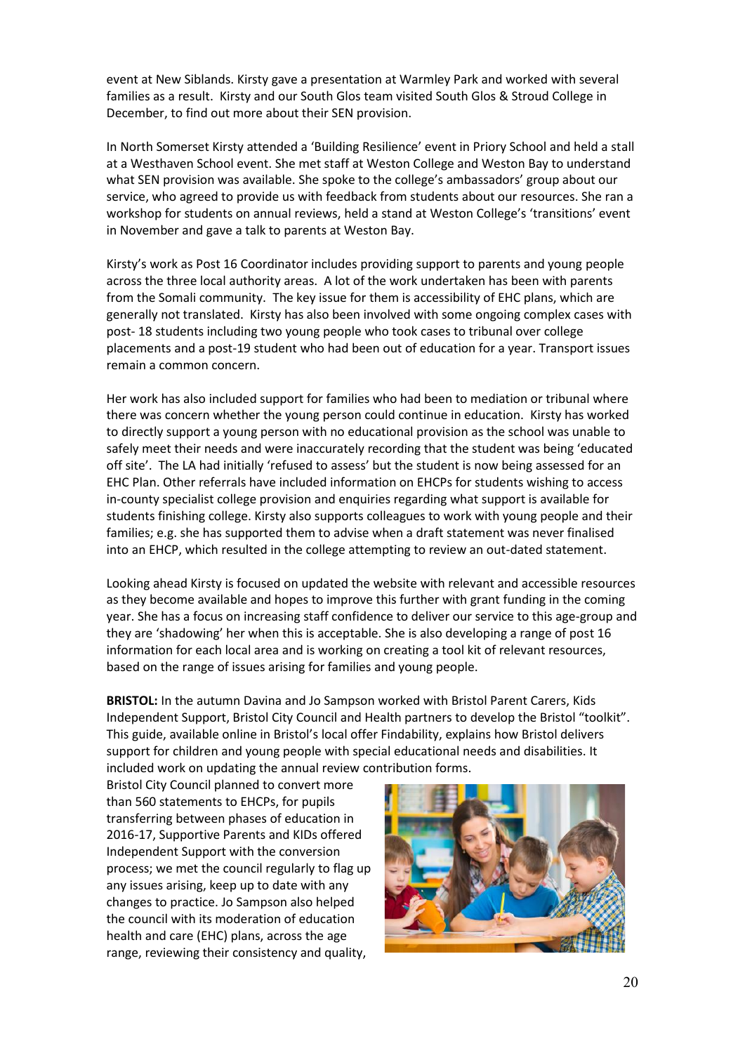event at New Siblands. Kirsty gave a presentation at Warmley Park and worked with several families as a result. Kirsty and our South Glos team visited South Glos & Stroud College in December, to find out more about their SEN provision.

In North Somerset Kirsty attended a 'Building Resilience' event in Priory School and held a stall at a Westhaven School event. She met staff at Weston College and Weston Bay to understand what SEN provision was available. She spoke to the college's ambassadors' group about our service, who agreed to provide us with feedback from students about our resources. She ran a workshop for students on annual reviews, held a stand at Weston College's 'transitions' event in November and gave a talk to parents at Weston Bay.

Kirsty's work as Post 16 Coordinator includes providing support to parents and young people across the three local authority areas. A lot of the work undertaken has been with parents from the Somali community. The key issue for them is accessibility of EHC plans, which are generally not translated. Kirsty has also been involved with some ongoing complex cases with post- 18 students including two young people who took cases to tribunal over college placements and a post-19 student who had been out of education for a year. Transport issues remain a common concern.

Her work has also included support for families who had been to mediation or tribunal where there was concern whether the young person could continue in education. Kirsty has worked to directly support a young person with no educational provision as the school was unable to safely meet their needs and were inaccurately recording that the student was being 'educated off site'. The LA had initially 'refused to assess' but the student is now being assessed for an EHC Plan. Other referrals have included information on EHCPs for students wishing to access in-county specialist college provision and enquiries regarding what support is available for students finishing college. Kirsty also supports colleagues to work with young people and their families; e.g. she has supported them to advise when a draft statement was never finalised into an EHCP, which resulted in the college attempting to review an out-dated statement.

Looking ahead Kirsty is focused on updated the website with relevant and accessible resources as they become available and hopes to improve this further with grant funding in the coming year. She has a focus on increasing staff confidence to deliver our service to this age-group and they are 'shadowing' her when this is acceptable. She is also developing a range of post 16 information for each local area and is working on creating a tool kit of relevant resources, based on the range of issues arising for families and young people.

**BRISTOL:** In the autumn Davina and Jo Sampson worked with Bristol Parent Carers, Kids Independent Support, Bristol City Council and Health partners to develop the Bristol "toolkit". This guide, available online in Bristol's local offer Findability, explains how Bristol delivers support for children and young people with special educational needs and disabilities. It included work on updating the annual review contribution forms.

Bristol City Council planned to convert more than 560 statements to EHCPs, for pupils transferring between phases of education in 2016-17, Supportive Parents and KIDs offered Independent Support with the conversion process; we met the council regularly to flag up any issues arising, keep up to date with any changes to practice. Jo Sampson also helped the council with its moderation of education health and care (EHC) plans, across the age range, reviewing their consistency and quality,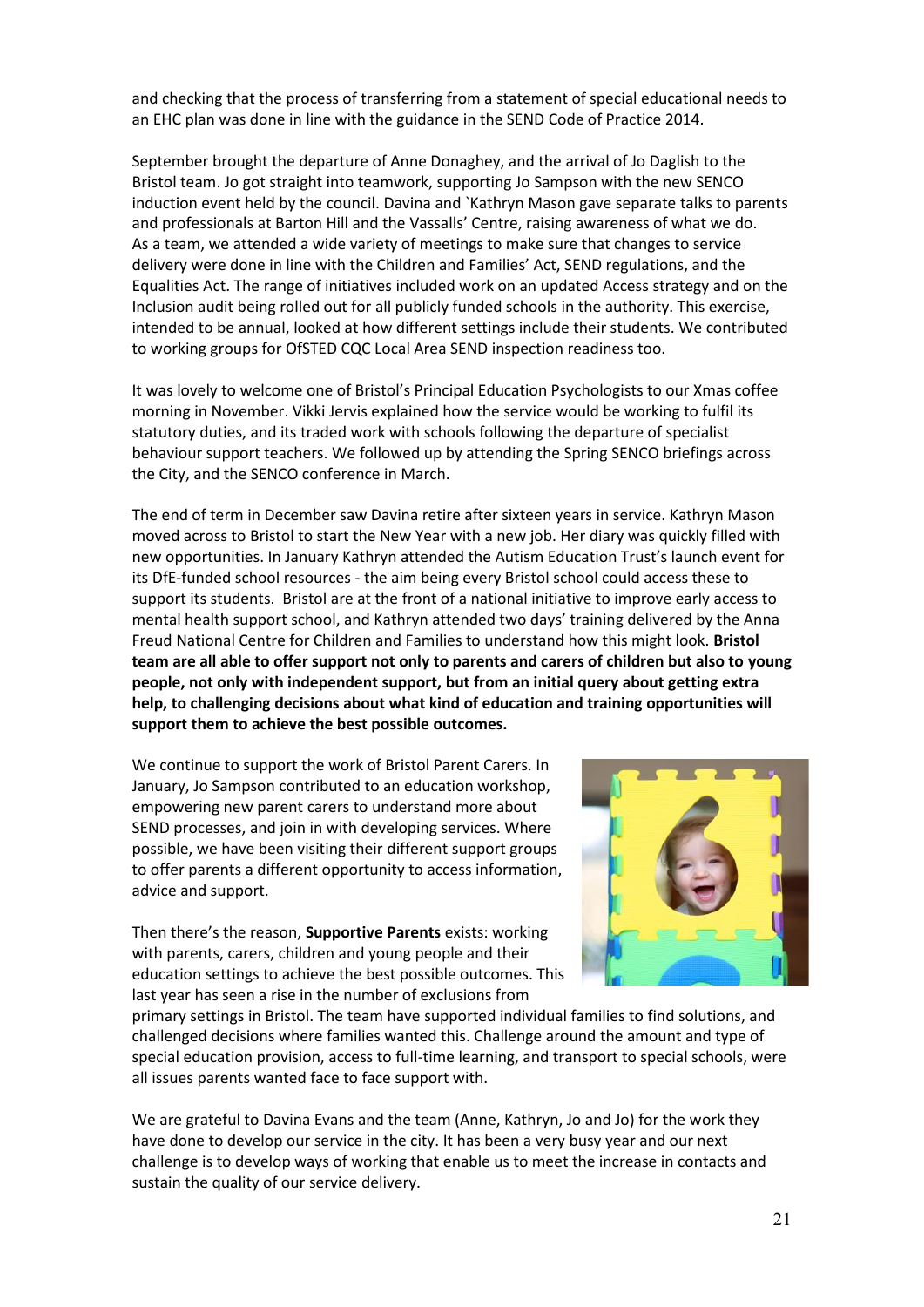and checking that the process of transferring from a statement of special educational needs to an EHC plan was done in line with the guidance in the SEND Code of Practice 2014.

September brought the departure of Anne Donaghey, and the arrival of Jo Daglish to the Bristol team. Jo got straight into teamwork, supporting Jo Sampson with the new SENCO induction event held by the council. Davina and `Kathryn Mason gave separate talks to parents and professionals at Barton Hill and the Vassalls' Centre, raising awareness of what we do. As a team, we attended a wide variety of meetings to make sure that changes to service delivery were done in line with the Children and Families' Act, SEND regulations, and the Equalities Act. The range of initiatives included work on an updated Access strategy and on the Inclusion audit being rolled out for all publicly funded schools in the authority. This exercise, intended to be annual, looked at how different settings include their students. We contributed to working groups for OfSTED CQC Local Area SEND inspection readiness too.

It was lovely to welcome one of Bristol's Principal Education Psychologists to our Xmas coffee morning in November. Vikki Jervis explained how the service would be working to fulfil its statutory duties, and its traded work with schools following the departure of specialist behaviour support teachers. We followed up by attending the Spring SENCO briefings across the City, and the SENCO conference in March.

The end of term in December saw Davina retire after sixteen years in service. Kathryn Mason moved across to Bristol to start the New Year with a new job. Her diary was quickly filled with new opportunities. In January Kathryn attended the Autism Education Trust's launch event for its DfE-funded school resources - the aim being every Bristol school could access these to support its students. Bristol are at the front of a national initiative to improve early access to mental health support school, and Kathryn attended two days' training delivered by the Anna Freud National Centre for Children and Families to understand how this might look. **Bristol team are all able to offer support not only to parents and carers of children but also to young people, not only with independent support, but from an initial query about getting extra help, to challenging decisions about what kind of education and training opportunities will support them to achieve the best possible outcomes.**

We continue to support the work of Bristol Parent Carers. In January, Jo Sampson contributed to an education workshop, empowering new parent carers to understand more about SEND processes, and join in with developing services. Where possible, we have been visiting their different support groups to offer parents a different opportunity to access information, advice and support.

Then there's the reason, **Supportive Parents** exists: working with parents, carers, children and young people and their education settings to achieve the best possible outcomes. This last year has seen a rise in the number of exclusions from primary settings in Bristol. The team have supported individual families to find solutions, and challenged decisions where families wanted this. Challenge around the amount and type of special education provision, access to full-time learning, and transport to special schools, were all issues parents wanted face to face support with.

We are grateful to Davina Evans and the team (Anne, Kathryn, Jo and Jo) for the work they have done to develop our service in the city. It has been a very busy year and our next challenge is to develop ways of working that enable us to meet the increase in contacts and sustain the quality of our service delivery.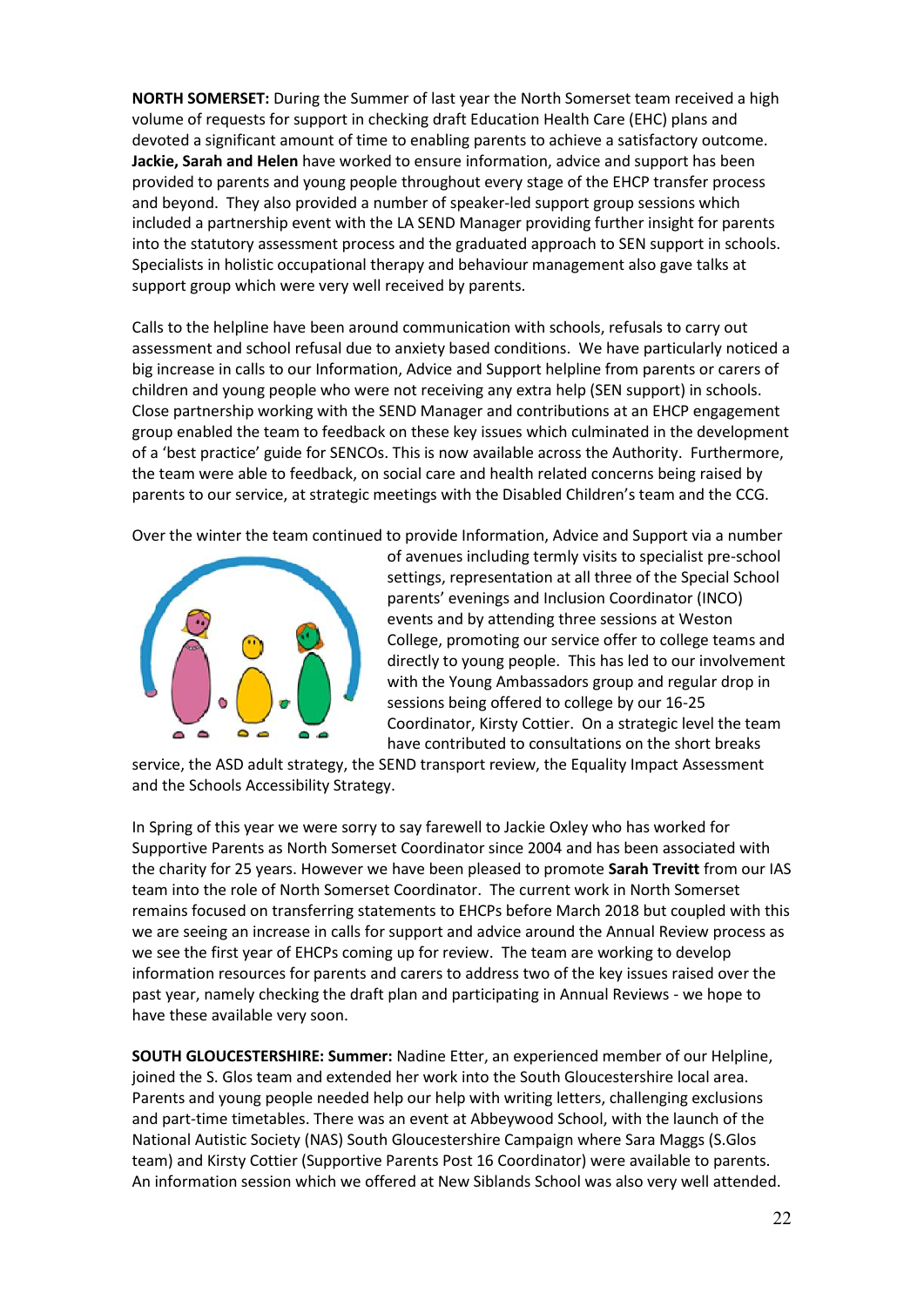**NORTH SOMERSET:** During the Summer of last year the North Somerset team received a high volume of requests for support in checking draft Education Health Care (EHC) plans and devoted a significant amount of time to enabling parents to achieve a satisfactory outcome. **Jackie, Sarah and Helen** have worked to ensure information, advice and support has been provided to parents and young people throughout every stage of the EHCP transfer process and beyond. They also provided a number of speaker-led support group sessions which included a partnership event with the LA SEND Manager providing further insight for parents into the statutory assessment process and the graduated approach to SEN support in schools. Specialists in holistic occupational therapy and behaviour management also gave talks at support group which were very well received by parents.

Calls to the helpline have been around communication with schools, refusals to carry out assessment and school refusal due to anxiety based conditions. We have particularly noticed a big increase in calls to our Information, Advice and Support helpline from parents or carers of children and young people who were not receiving any extra help (SEN support) in schools. Close partnership working with the SEND Manager and contributions at an EHCP engagement group enabled the team to feedback on these key issues which culminated in the development of a 'best practice' guide for SENCOs. This is now available across the Authority. Furthermore, the team were able to feedback, on social care and health related concerns being raised by parents to our service, at strategic meetings with the Disabled Children's team and the CCG.

Over the winter the team continued to provide Information, Advice and Support via a number of avenues including termly visits to specialist pre-school settings, representation at all three of the Special School parents' evenings and Inclusion Coordinator (INCO) events and by attending three sessions at Weston College, promoting our service offer to college teams and directly to young people. This has led to our involvement with the Young Ambassadors group and regular drop in sessions being offered to college by our 16-25 Coordinator, Kirsty Cottier. On a strategic level the team have contributed to consultations on the short breaks service, the ASD adult strategy, the SEND transport review, the Equality Impact Assessment and the Schools Accessibility Strategy.

In Spring of this year we were sorry to say farewell to Jackie Oxley who has worked for Supportive Parents as North Somerset Coordinator since 2004 and has been associated with the charity for 25 years. However we have been pleased to promote **Sarah Trevitt** from our IAS team into the role of North Somerset Coordinator. The current work in North Somerset remains focused on transferring statements to EHCPs before March 2018 but coupled with this we are seeing an increase in calls for support and advice around the Annual Review process as we see the first year of EHCPs coming up for review. The team are working to develop information resources for parents and carers to address two of the key issues raised over the past year, namely checking the draft plan and participating in Annual Reviews - we hope to have these available very soon.

**SOUTH GLOUCESTERSHIRE: Summer:** Nadine Etter, an experienced member of our Helpline, joined the S. Glos team and extended her work into the South Gloucestershire local area. Parents and young people needed help our help with writing letters, challenging exclusions and part-time timetables. There was an event at Abbeywood School, with the launch of the National Autistic Society (NAS) South Gloucestershire Campaign where Sara Maggs (S.Glos team) and Kirsty Cottier (Supportive Parents Post 16 Coordinator) were available to parents. An information session which we offered at New Siblands School was also very well attended.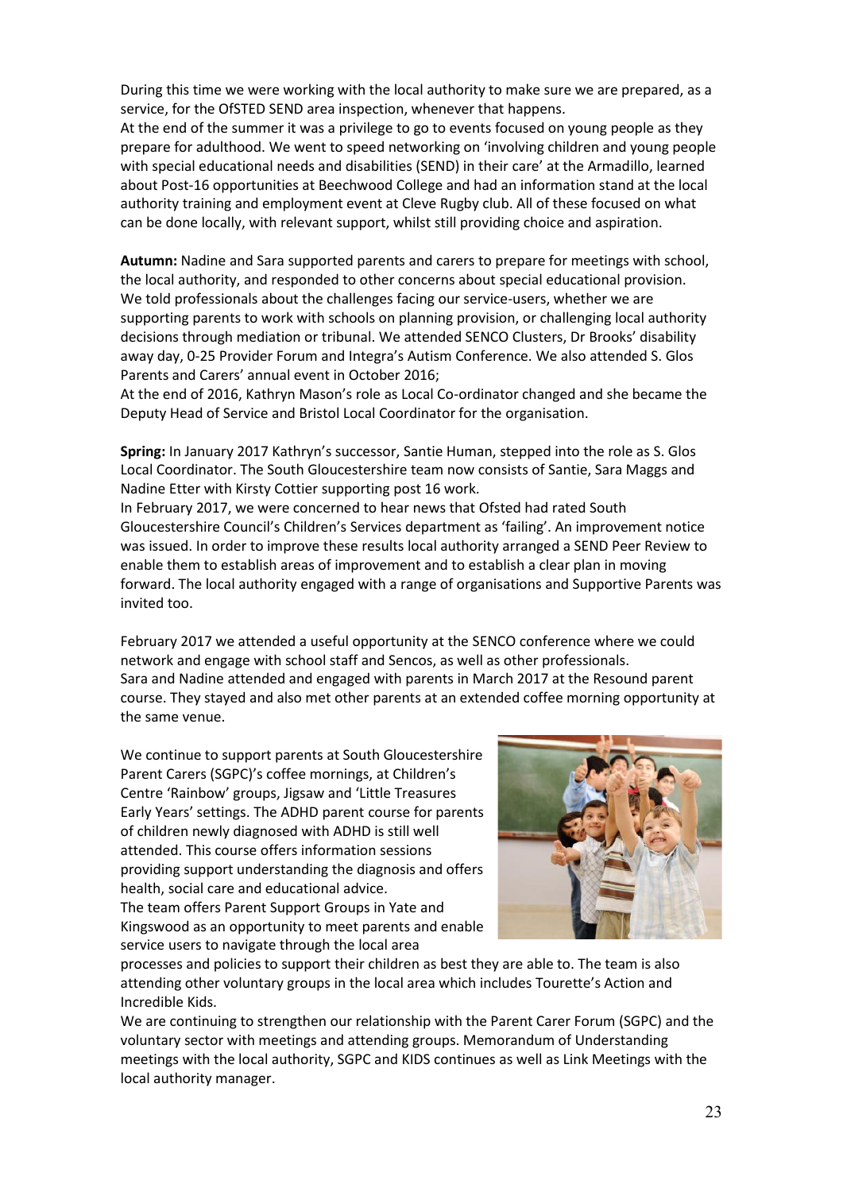During this time we were working with the local authority to make sure we are prepared, as a service, for the OfSTED SEND area inspection, whenever that happens.
At the end of the summer it was a privilege to go to events focused on young people as they prepare for adulthood. We went to speed networking on 'involving children and young people with special educational needs and disabilities (SEND) in their care' at the Armadillo, learned about Post-16 opportunities at Beechwood College and had an information stand at the local authority training and employment event at Cleve Rugby club. All of these focused on what can be done locally, with relevant support, whilst still providing choice and aspiration.

**Autumn:** Nadine and Sara supported parents and carers to prepare for meetings with school, the local authority, and responded to other concerns about special educational provision. We told professionals about the challenges facing our service-users, whether we are supporting parents to work with schools on planning provision, or challenging local authority decisions through mediation or tribunal. We attended SENCO Clusters, Dr Brooks' disability away day, 0-25 Provider Forum and Integra's Autism Conference. We also attended S. Glos Parents and Carers' annual event in October 2016;
At the end of 2016, Kathryn Mason's role as Local Co-ordinator changed and she became the Deputy Head of Service and Bristol Local Coordinator for the organisation.

**Spring:** In January 2017 Kathryn's successor, Santie Human, stepped into the role as S. Glos Local Coordinator. The South Gloucestershire team now consists of Santie, Sara Maggs and Nadine Etter with Kirsty Cottier supporting post 16 work.
In February 2017, we were concerned to hear news that Ofsted had rated South Gloucestershire Council's Children's Services department as 'failing'. An improvement notice was issued. In order to improve these results local authority arranged a SEND Peer Review to enable them to establish areas of improvement and to establish a clear plan in moving forward. The local authority engaged with a range of organisations and Supportive Parents was invited too.

February 2017 we attended a useful opportunity at the SENCO conference where we could network and engage with school staff and Sencos, as well as other professionals.
Sara and Nadine attended and engaged with parents in March 2017 at the Resound parent course. They stayed and also met other parents at an extended coffee morning opportunity at the same venue.

We continue to support parents at South Gloucestershire Parent Carers (SGPC)'s coffee mornings, at Children's Centre 'Rainbow' groups, Jigsaw and 'Little Treasures Early Years' settings. The ADHD parent course for parents of children newly diagnosed with ADHD is still well attended. This course offers information sessions providing support understanding the diagnosis and offers health, social care and educational advice.
The team offers Parent Support Groups in Yate and Kingswood as an opportunity to meet parents and enable service users to navigate through the local area processes and policies to support their children as best they are able to. The team is also attending other voluntary groups in the local area which includes Tourette's Action and Incredible Kids.
We are continuing to strengthen our relationship with the Parent Carer Forum (SGPC) and the voluntary sector with meetings and attending groups. Memorandum of Understanding meetings with the local authority, SGPC and KIDS continues as well as Link Meetings with the local authority manager.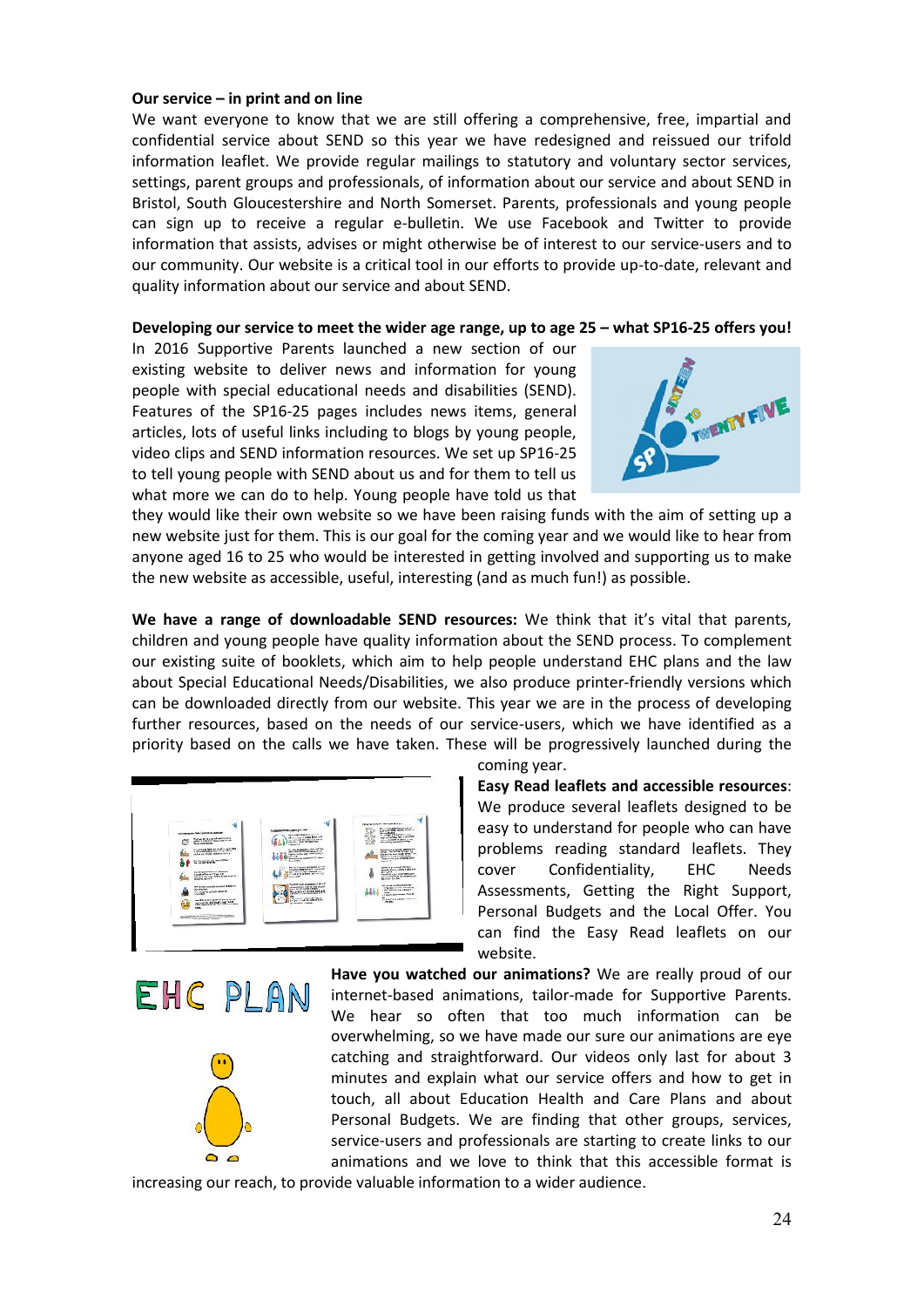**Our service – in print and on line**

We want everyone to know that we are still offering a comprehensive, free, impartial and confidential service about SEND so this year we have redesigned and reissued our trifold information leaflet. We provide regular mailings to statutory and voluntary sector services, settings, parent groups and professionals, of information about our service and about SEND in Bristol, South Gloucestershire and North Somerset. Parents, professionals and young people can sign up to receive a regular e-bulletin. We use Facebook and Twitter to provide information that assists, advises or might otherwise be of interest to our service-users and to our community. Our website is a critical tool in our efforts to provide up-to-date, relevant and quality information about our service and about SEND.

**Developing our service to meet the wider age range, up to age 25 – what SP16-25 offers you!**

In 2016 Supportive Parents launched a new section of our existing website to deliver news and information for young people with special educational needs and disabilities (SEND). Features of the SP16-25 pages includes news items, general articles, lots of useful links including to blogs by young people, video clips and SEND information resources. We set up SP16-25 to tell young people with SEND about us and for them to tell us what more we can do to help. Young people have told us that they would like their own website so we have been raising funds with the aim of setting up a new website just for them. This is our goal for the coming year and we would like to hear from anyone aged 16 to 25 who would be interested in getting involved and supporting us to make the new website as accessible, useful, interesting (and as much fun!) as possible.

**We have a range of downloadable SEND resources:** We think that it's vital that parents, children and young people have quality information about the SEND process. To complement our existing suite of booklets, which aim to help people understand EHC plans and the law about Special Educational Needs/Disabilities, we also produce printer-friendly versions which can be downloaded directly from our website. This year we are in the process of developing further resources, based on the needs of our service-users, which we have identified as a priority based on the calls we have taken. These will be progressively launched during the coming year.

**Easy Read leaflets and accessible resources**: We produce several leaflets designed to be easy to understand for people who can have problems reading standard leaflets. They cover Confidentiality, EHC Needs Assessments, Getting the Right Support, Personal Budgets and the Local Offer. You can find the Easy Read leaflets on our website.

**Have you watched our animations?** We are really proud of our internet-based animations, tailor-made for Supportive Parents. We hear so often that too much information can be overwhelming, so we have made our sure our animations are eye catching and straightforward. Our videos only last for about 3 minutes and explain what our service offers and how to get in touch, all about Education Health and Care Plans and about Personal Budgets. We are finding that other groups, services, service-users and professionals are starting to create links to our animations and we love to think that this accessible format is increasing our reach, to provide valuable information to a wider audience.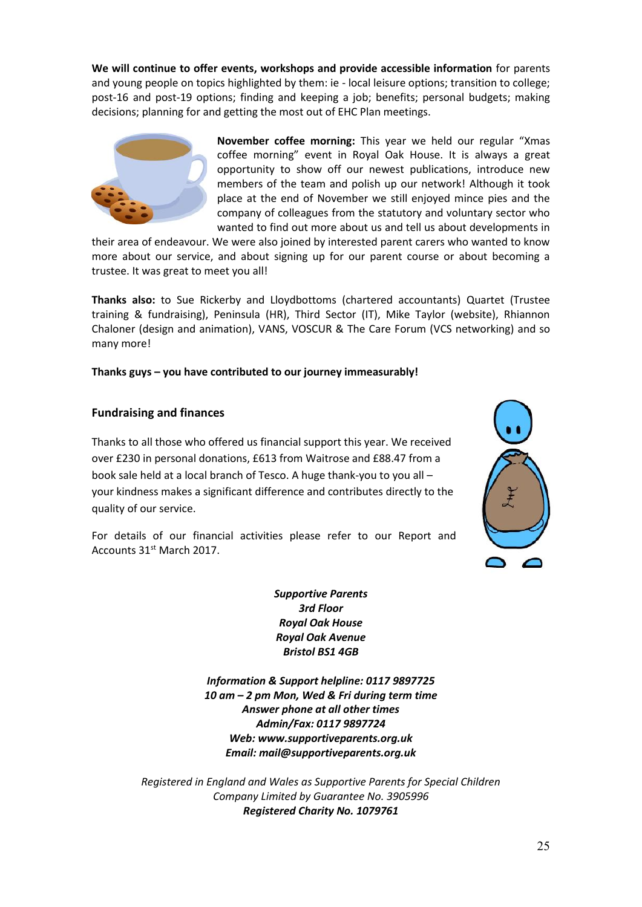**We will continue to offer events, workshops and provide accessible information** for parents and young people on topics highlighted by them: ie - local leisure options; transition to college; post-16 and post-19 options; finding and keeping a job; benefits; personal budgets; making decisions; planning for and getting the most out of EHC Plan meetings.

**November coffee morning:** This year we held our regular "Xmas coffee morning" event in Royal Oak House. It is always a great opportunity to show off our newest publications, introduce new members of the team and polish up our network! Although it took place at the end of November we still enjoyed mince pies and the company of colleagues from the statutory and voluntary sector who wanted to find out more about us and tell us about developments in their area of endeavour. We were also joined by interested parent carers who wanted to know more about our service, and about signing up for our parent course or about becoming a trustee. It was great to meet you all!

**Thanks also:** to Sue Rickerby and Lloydbottoms (chartered accountants) Quartet (Trustee training & fundraising), Peninsula (HR), Third Sector (IT), Mike Taylor (website), Rhiannon Chaloner (design and animation), VANS, VOSCUR & The Care Forum (VCS networking) and so many more!

**Thanks guys – you have contributed to our journey immeasurably!**

### Fundraising and finances

Thanks to all those who offered us financial support this year. We received over £230 in personal donations, £613 from Waitrose and £88.47 from a book sale held at a local branch of Tesco. A huge thank-you to you all – your kindness makes a significant difference and contributes directly to the quality of our service.

For details of our financial activities please refer to our Report and Accounts 31st March 2017.

***Supportive Parents***
***3rd Floor***
***Royal Oak House***
***Royal Oak Avenue***
***Bristol BS1 4GB***

***Information & Support helpline: 0117 9897725***
***10 am – 2 pm Mon, Wed & Fri during term time***
***Answer phone at all other times***
***Admin/Fax: 0117 9897724***
***Web: www.supportiveparents.org.uk***
***Email: mail@supportiveparents.org.uk***

*Registered in England and Wales as Supportive Parents for Special Children*
*Company Limited by Guarantee No. 3905996*
***Registered Charity No. 1079761***